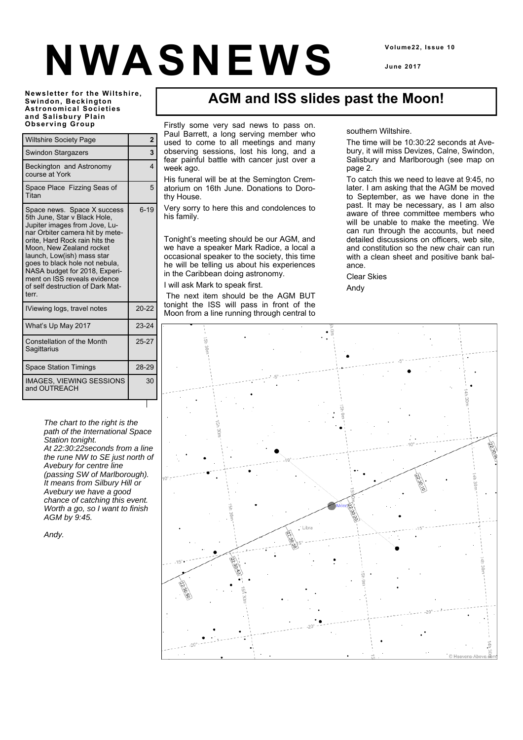# NWASNEWS

Volume22, Issue 10

June 2017

**Newsletter for the Wiltshire, Swindon, Beckington Astronomical Societies and Salisbury Plain Observing Group**

| | |
|---|---|
| Wiltshire Society Page | 2 |
| Swindon Stargazers | 3 |
| Beckington and Astronomy course at York | 4 |
| Space Place Fizzing Seas of Titan | 5 |
| Space news. Space X success 5th June, Star v Black Hole, Jupiter images from Jove, Lunar Orbiter camera hit by meteorite, Hard Rock rain hits the Moon, New Zealand rocket launch, Low(ish) mass star goes to black hole not nebula, NASA budget for 2018, Experiment on ISS reveals evidence of self destruction of Dark Matterr. | 6-19 |
| IViewing logs, travel notes | 20-22 |
| What's Up May 2017 | 23-24 |
| Constellation of the Month Sagittarius | 25-27 |
| Space Station Timings | 28-29 |
| IMAGES, VIEWING SESSIONS and OUTREACH | 30 |

*The chart to the right is the path of the International Space Station tonight.*
*At 22:30:22seconds from a line the rune NW to SE just north of Avebury for centre line (passing SW of Marlborough). It means from Silbury Hill or Avebury we have a good chance of catching this event. Worth a go, so I want to finish AGM by 9:45.*

*Andy.*

## AGM and ISS slides past the Moon!

Firstly some very sad news to pass on. Paul Barrett, a long serving member who used to come to all meetings and many observing sessions, lost his long, and a fear painful battle with cancer just over a week ago.

His funeral will be at the Semington Crematorium on 16th June. Donations to Dorothy House.

Very sorry to here this and condolences to his family.

Tonight's meeting should be our AGM, and we have a speaker Mark Radice, a local a occasional speaker to the society, this time he will be telling us about his experiences in the Caribbean doing astronomy.

I will ask Mark to speak first.

The next item should be the AGM BUT tonight the ISS will pass in front of the Moon from a line running through central to southern Wiltshire.

The time will be 10:30:22 seconds at Avebury, it will miss Devizes, Calne, Swindon, Salisbury and Marlborough (see map on page 2.

To catch this we need to leave at 9:45, no later. I am asking that the AGM be moved to September, as we have done in the past. It may be necessary, as I am also aware of three committee members who will be unable to make the meeting. We can run through the accounts, but need detailed discussions on officers, web site, and constitution so the new chair can run with a clean sheet and positive bank balance.

Clear Skies

Andy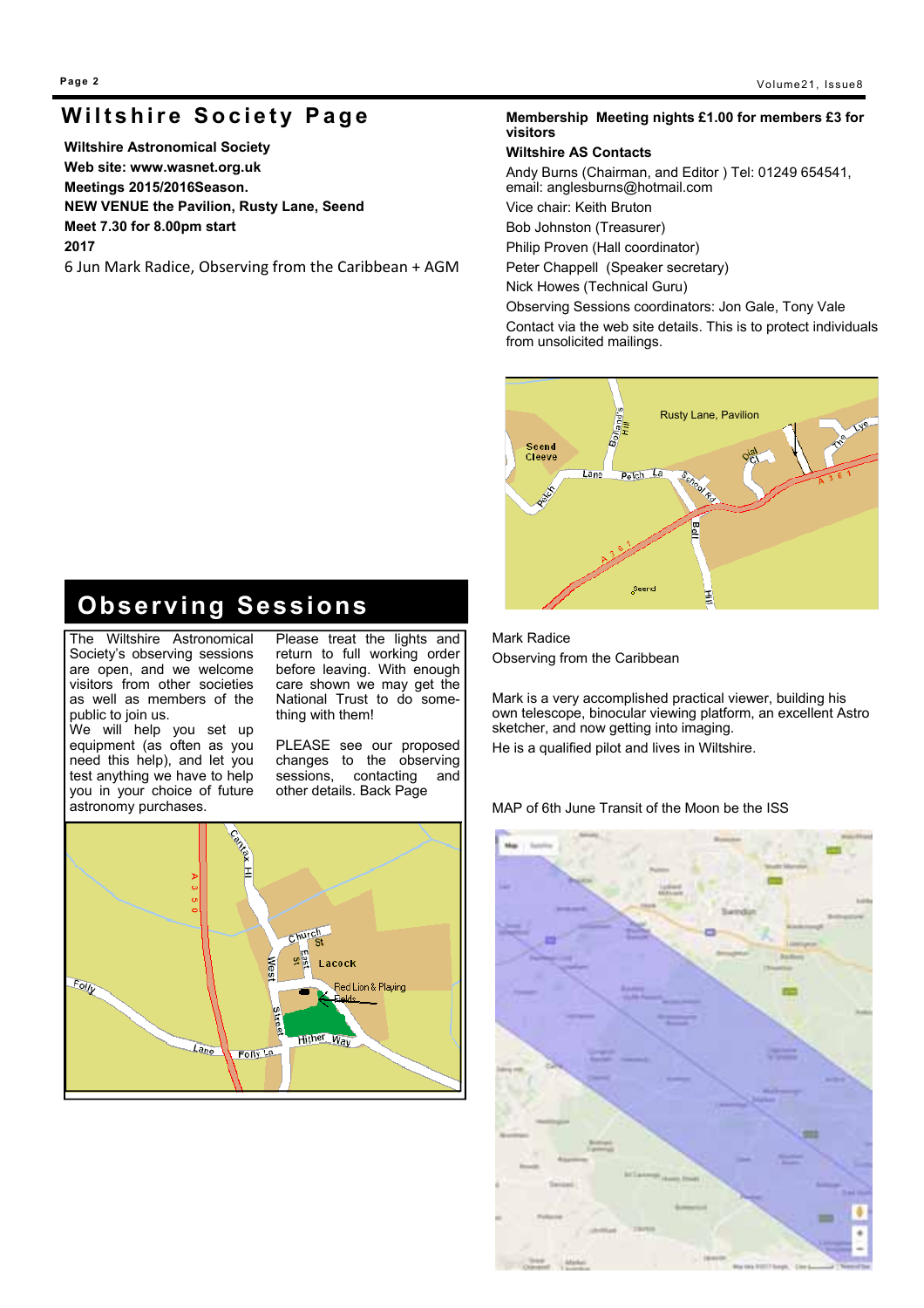# Wiltshire Society Page

**Wiltshire Astronomical Society**

**Web site: www.wasnet.org.uk**

**Meetings 2015/2016Season.**

**NEW VENUE the Pavilion, Rusty Lane, Seend**

**Meet 7.30 for 8.00pm start**

**2017**

6 Jun Mark Radice, Observing from the Caribbean + AGM

**Membership Meeting nights £1.00 for members £3 for visitors**

**Wiltshire AS Contacts**

Andy Burns (Chairman, and Editor ) Tel: 01249 654541, email: anglesburns@hotmail.com

Vice chair: Keith Bruton

Bob Johnston (Treasurer)

Philip Proven (Hall coordinator)

Peter Chappell (Speaker secretary)

Nick Howes (Technical Guru)

Observing Sessions coordinators: Jon Gale, Tony Vale

Contact via the web site details. This is to protect individuals from unsolicited mailings.

Mark Radice

Observing from the Caribbean

Mark is a very accomplished practical viewer, building his own telescope, binocular viewing platform, an excellent Astro sketcher, and now getting into imaging.

He is a qualified pilot and lives in Wiltshire.

MAP of 6th June Transit of the Moon be the ISS

## Observing Sessions

The Wiltshire Astronomical Society's observing sessions are open, and we welcome visitors from other societies as well as members of the public to join us.

We will help you set up equipment (as often as you need this help), and let you test anything we have to help you in your choice of future astronomy purchases.

Please treat the lights and return to full working order before leaving. With enough care shown we may get the National Trust to do something with them!

PLEASE see our proposed changes to the observing sessions, contacting and other details. Back Page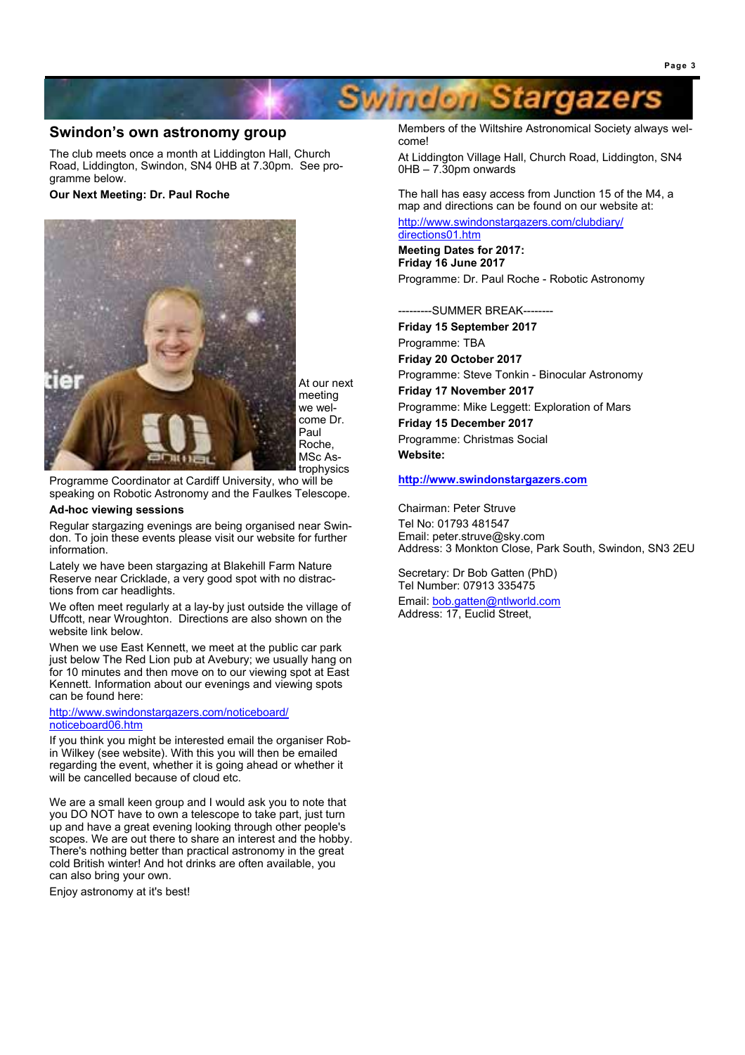# Swindon Stargazers

## Swindon's own astronomy group

The club meets once a month at Liddington Hall, Church Road, Liddington, Swindon, SN4 0HB at 7.30pm. See programme below.

**Our Next Meeting: Dr. Paul Roche**

At our next meeting we welcome Dr. Paul Roche, MSc Astrophysics Programme Coordinator at Cardiff University, who will be speaking on Robotic Astronomy and the Faulkes Telescope.

**Ad-hoc viewing sessions**

Regular stargazing evenings are being organised near Swindon. To join these events please visit our website for further information.

Lately we have been stargazing at Blakehill Farm Nature Reserve near Cricklade, a very good spot with no distractions from car headlights.

We often meet regularly at a lay-by just outside the village of Uffcott, near Wroughton. Directions are also shown on the website link below.

When we use East Kennett, we meet at the public car park just below The Red Lion pub at Avebury; we usually hang on for 10 minutes and then move on to our viewing spot at East Kennett. Information about our evenings and viewing spots can be found here:

http://www.swindonstargazers.com/noticeboard/noticeboard06.htm

If you think you might be interested email the organiser Robin Wilkey (see website). With this you will then be emailed regarding the event, whether it is going ahead or whether it will be cancelled because of cloud etc.

We are a small keen group and I would ask you to note that you DO NOT have to own a telescope to take part, just turn up and have a great evening looking through other people's scopes. We are out there to share an interest and the hobby. There's nothing better than practical astronomy in the great cold British winter! And hot drinks are often available, you can also bring your own.

Enjoy astronomy at it's best!

Members of the Wiltshire Astronomical Society always welcome!

At Liddington Village Hall, Church Road, Liddington, SN4 0HB – 7.30pm onwards

The hall has easy access from Junction 15 of the M4, a map and directions can be found on our website at:

http://www.swindonstargazers.com/clubdiary/directions01.htm

**Meeting Dates for 2017:**
**Friday 16 June 2017**

Programme: Dr. Paul Roche - Robotic Astronomy

---------SUMMER BREAK--------

**Friday 15 September 2017**

Programme: TBA

**Friday 20 October 2017**

Programme: Steve Tonkin - Binocular Astronomy

**Friday 17 November 2017**

Programme: Mike Leggett: Exploration of Mars

**Friday 15 December 2017**

Programme: Christmas Social

**Website:**

**http://www.swindonstargazers.com**

Chairman: Peter Struve
Tel No: 01793 481547
Email: peter.struve@sky.com
Address: 3 Monkton Close, Park South, Swindon, SN3 2EU

Secretary: Dr Bob Gatten (PhD)
Tel Number: 07913 335475
Email: bob.gatten@ntlworld.com
Address: 17, Euclid Street,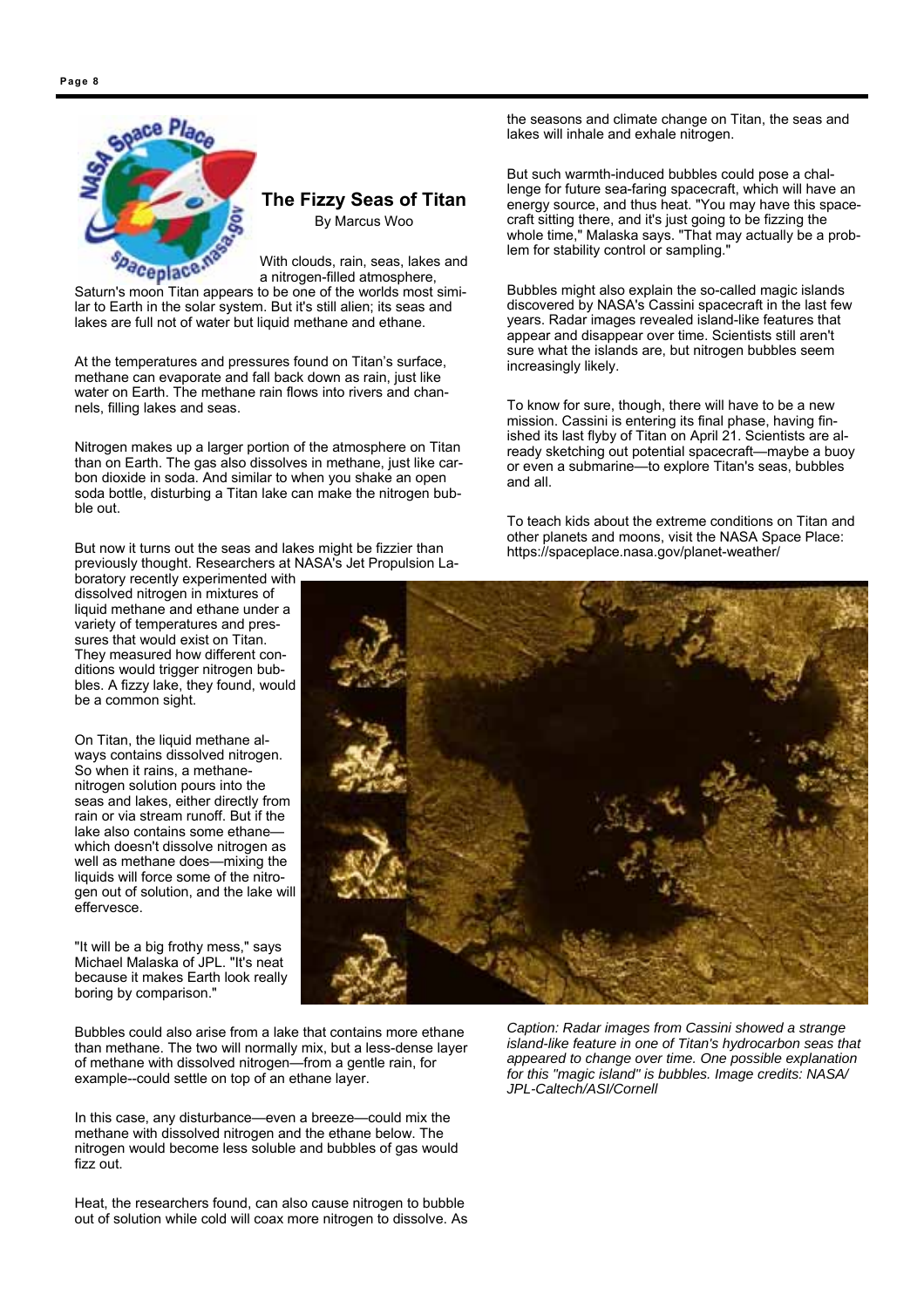## The Fizzy Seas of Titan

By Marcus Woo

With clouds, rain, seas, lakes and a nitrogen-filled atmosphere, Saturn's moon Titan appears to be one of the worlds most similar to Earth in the solar system. But it's still alien; its seas and lakes are full not of water but liquid methane and ethane.

At the temperatures and pressures found on Titan's surface, methane can evaporate and fall back down as rain, just like water on Earth. The methane rain flows into rivers and channels, filling lakes and seas.

Nitrogen makes up a larger portion of the atmosphere on Titan than on Earth. The gas also dissolves in methane, just like carbon dioxide in soda. And similar to when you shake an open soda bottle, disturbing a Titan lake can make the nitrogen bubble out.

But now it turns out the seas and lakes might be fizzier than previously thought. Researchers at NASA's Jet Propulsion Laboratory recently experimented with dissolved nitrogen in mixtures of liquid methane and ethane under a variety of temperatures and pressures that would exist on Titan. They measured how different conditions would trigger nitrogen bubbles. A fizzy lake, they found, would be a common sight.

On Titan, the liquid methane always contains dissolved nitrogen. So when it rains, a methane-nitrogen solution pours into the seas and lakes, either directly from rain or via stream runoff. But if the lake also contains some ethane—which doesn't dissolve nitrogen as well as methane does—mixing the liquids will force some of the nitrogen out of solution, and the lake will effervesce.

"It will be a big frothy mess," says Michael Malaska of JPL. "It's neat because it makes Earth look really boring by comparison."

Bubbles could also arise from a lake that contains more ethane than methane. The two will normally mix, but a less-dense layer of methane with dissolved nitrogen—from a gentle rain, for example--could settle on top of an ethane layer.

In this case, any disturbance—even a breeze—could mix the methane with dissolved nitrogen and the ethane below. The nitrogen would become less soluble and bubbles of gas would fizz out.

Heat, the researchers found, can also cause nitrogen to bubble out of solution while cold will coax more nitrogen to dissolve. As the seasons and climate change on Titan, the seas and lakes will inhale and exhale nitrogen.

But such warmth-induced bubbles could pose a challenge for future sea-faring spacecraft, which will have an energy source, and thus heat. "You may have this spacecraft sitting there, and it's just going to be fizzing the whole time," Malaska says. "That may actually be a problem for stability control or sampling."

Bubbles might also explain the so-called magic islands discovered by NASA's Cassini spacecraft in the last few years. Radar images revealed island-like features that appear and disappear over time. Scientists still aren't sure what the islands are, but nitrogen bubbles seem increasingly likely.

To know for sure, though, there will have to be a new mission. Cassini is entering its final phase, having finished its last flyby of Titan on April 21. Scientists are already sketching out potential spacecraft—maybe a buoy or even a submarine—to explore Titan's seas, bubbles and all.

To teach kids about the extreme conditions on Titan and other planets and moons, visit the NASA Space Place: https://spaceplace.nasa.gov/planet-weather/

*Caption: Radar images from Cassini showed a strange island-like feature in one of Titan's hydrocarbon seas that appeared to change over time. One possible explanation for this "magic island" is bubbles. Image credits: NASA/JPL-Caltech/ASI/Cornell*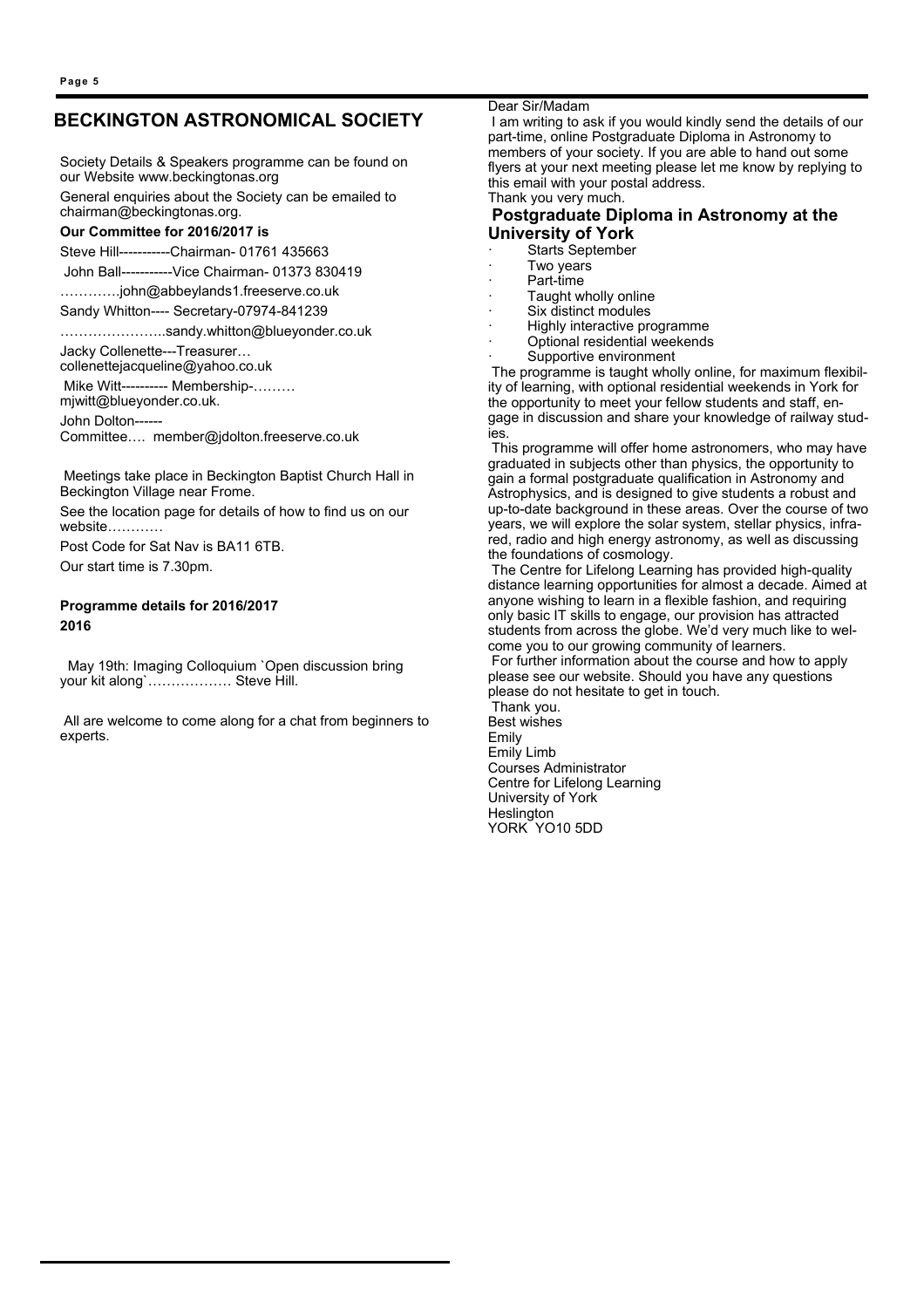## BECKINGTON ASTRONOMICAL SOCIETY

Society Details & Speakers programme can be found on our Website www.beckingtonas.org

General enquiries about the Society can be emailed to chairman@beckingtonas.org.

**Our Committee for 2016/2017 is**

Steve Hill-----------Chairman- 01761 435663

John Ball-----------Vice Chairman- 01373 830419

………….john@abbeylands1.freeserve.co.uk

Sandy Whitton---- Secretary-07974-841239

…………………..sandy.whitton@blueyonder.co.uk

Jacky Collenette---Treasurer… collenettejacqueline@yahoo.co.uk

Mike Witt---------- Membership-……… mjwitt@blueyonder.co.uk.

John Dolton------ Committee…. member@jdolton.freeserve.co.uk

Meetings take place in Beckington Baptist Church Hall in Beckington Village near Frome.

See the location page for details of how to find us on our website…………

Post Code for Sat Nav is BA11 6TB.

Our start time is 7.30pm.

**Programme details for 2016/2017**

**2016**

May 19th: Imaging Colloquium `Open discussion bring your kit along`……………… Steve Hill.

All are welcome to come along for a chat from beginners to experts.

Dear Sir/Madam

I am writing to ask if you would kindly send the details of our part-time, online Postgraduate Diploma in Astronomy to members of your society. If you are able to hand out some flyers at your next meeting please let me know by replying to this email with your postal address.

Thank you very much.

### Postgraduate Diploma in Astronomy at the University of York

- Starts September
- Two years
- Part-time
- Taught wholly online
- Six distinct modules
- Highly interactive programme
- Optional residential weekends
- Supportive environment

The programme is taught wholly online, for maximum flexibility of learning, with optional residential weekends in York for the opportunity to meet your fellow students and staff, engage in discussion and share your knowledge of railway studies.

This programme will offer home astronomers, who may have graduated in subjects other than physics, the opportunity to gain a formal postgraduate qualification in Astronomy and Astrophysics, and is designed to give students a robust and up-to-date background in these areas. Over the course of two years, we will explore the solar system, stellar physics, infrared, radio and high energy astronomy, as well as discussing the foundations of cosmology.

The Centre for Lifelong Learning has provided high-quality distance learning opportunities for almost a decade. Aimed at anyone wishing to learn in a flexible fashion, and requiring only basic IT skills to engage, our provision has attracted students from across the globe. We'd very much like to welcome you to our growing community of learners.

For further information about the course and how to apply please see our website. Should you have any questions please do not hesitate to get in touch.

Thank you.

Best wishes

Emily

Emily Limb
Courses Administrator
Centre for Lifelong Learning
University of York
Heslington
YORK YO10 5DD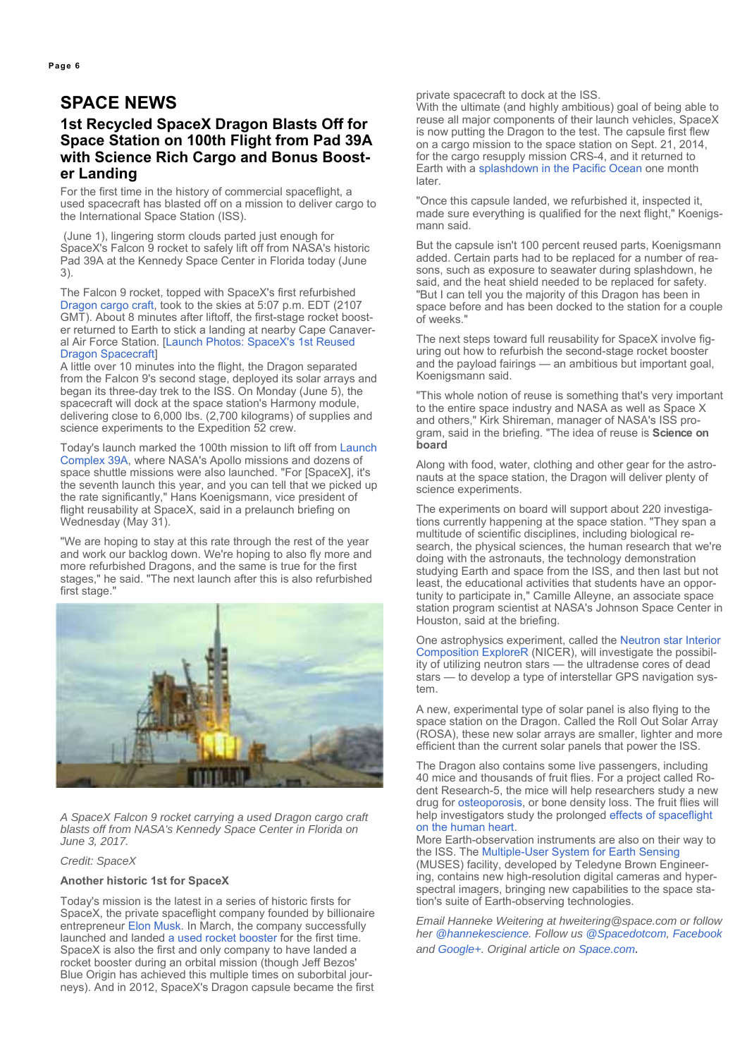# SPACE NEWS

## 1st Recycled SpaceX Dragon Blasts Off for Space Station on 100th Flight from Pad 39A with Science Rich Cargo and Bonus Booster Landing

For the first time in the history of commercial spaceflight, a used spacecraft has blasted off on a mission to deliver cargo to the International Space Station (ISS).

(June 1), lingering storm clouds parted just enough for SpaceX's Falcon 9 rocket to safely lift off from NASA's historic Pad 39A at the Kennedy Space Center in Florida today (June 3).

The Falcon 9 rocket, topped with SpaceX's first refurbished Dragon cargo craft, took to the skies at 5:07 p.m. EDT (2107 GMT). About 8 minutes after liftoff, the first-stage rocket booster returned to Earth to stick a landing at nearby Cape Canaveral Air Force Station. [Launch Photos: SpaceX's 1st Reused Dragon Spacecraft]

A little over 10 minutes into the flight, the Dragon separated from the Falcon 9's second stage, deployed its solar arrays and began its three-day trek to the ISS. On Monday (June 5), the spacecraft will dock at the space station's Harmony module, delivering close to 6,000 lbs. (2,700 kilograms) of supplies and science experiments to the Expedition 52 crew.

Today's launch marked the 100th mission to lift off from Launch Complex 39A, where NASA's Apollo missions and dozens of space shuttle missions were also launched. "For [SpaceX], it's the seventh launch this year, and you can tell that we picked up the rate significantly," Hans Koenigsmann, vice president of flight reusability at SpaceX, said in a prelaunch briefing on Wednesday (May 31).

"We are hoping to stay at this rate through the rest of the year and work our backlog down. We're hoping to also fly more and more refurbished Dragons, and the same is true for the first stages," he said. "The next launch after this is also refurbished first stage."

*A SpaceX Falcon 9 rocket carrying a used Dragon cargo craft blasts off from NASA's Kennedy Space Center in Florida on June 3, 2017.*

*Credit: SpaceX*

**Another historic 1st for SpaceX**

Today's mission is the latest in a series of historic firsts for SpaceX, the private spaceflight company founded by billionaire entrepreneur Elon Musk. In March, the company successfully launched and landed a used rocket booster for the first time. SpaceX is also the first and only company to have landed a rocket booster during an orbital mission (though Jeff Bezos' Blue Origin has achieved this multiple times on suborbital journeys). And in 2012, SpaceX's Dragon capsule became the first private spacecraft to dock at the ISS.

With the ultimate (and highly ambitious) goal of being able to reuse all major components of their launch vehicles, SpaceX is now putting the Dragon to the test. The capsule first flew on a cargo mission to the space station on Sept. 21, 2014, for the cargo resupply mission CRS-4, and it returned to Earth with a splashdown in the Pacific Ocean one month later.

"Once this capsule landed, we refurbished it, inspected it, made sure everything is qualified for the next flight," Koenigsmann said.

But the capsule isn't 100 percent reused parts, Koenigsmann added. Certain parts had to be replaced for a number of reasons, such as exposure to seawater during splashdown, he said, and the heat shield needed to be replaced for safety. "But I can tell you the majority of this Dragon has been in space before and has been docked to the station for a couple of weeks."

The next steps toward full reusability for SpaceX involve figuring out how to refurbish the second-stage rocket booster and the payload fairings — an ambitious but important goal, Koenigsmann said.

"This whole notion of reuse is something that's very important to the entire space industry and NASA as well as Space X and others," Kirk Shireman, manager of NASA's ISS program, said in the briefing. "The idea of reuse is **Science on board**

Along with food, water, clothing and other gear for the astronauts at the space station, the Dragon will deliver plenty of science experiments.

The experiments on board will support about 220 investigations currently happening at the space station. "They span a multitude of scientific disciplines, including biological research, the physical sciences, the human research that we're doing with the astronauts, the technology demonstration studying Earth and space from the ISS, and then last but not least, the educational activities that students have an opportunity to participate in," Camille Alleyne, an associate space station program scientist at NASA's Johnson Space Center in Houston, said at the briefing.

One astrophysics experiment, called the Neutron star Interior Composition ExploreR (NICER), will investigate the possibility of utilizing neutron stars — the ultradense cores of dead stars — to develop a type of interstellar GPS navigation system.

A new, experimental type of solar panel is also flying to the space station on the Dragon. Called the Roll Out Solar Array (ROSA), these new solar arrays are smaller, lighter and more efficient than the current solar panels that power the ISS.

The Dragon also contains some live passengers, including 40 mice and thousands of fruit flies. For a project called Rodent Research-5, the mice will help researchers study a new drug for osteoporosis, or bone density loss. The fruit flies will help investigators study the prolonged effects of spaceflight on the human heart.

More Earth-observation instruments are also on their way to the ISS. The Multiple-User System for Earth Sensing (MUSES) facility, developed by Teledyne Brown Engineering, contains new high-resolution digital cameras and hyperspectral imagers, bringing new capabilities to the space station's suite of Earth-observing technologies.

*Email Hanneke Weitering at hweitering@space.com or follow her @hannekescience. Follow us @Spacedotcom, Facebook and Google+. Original article on Space.com.*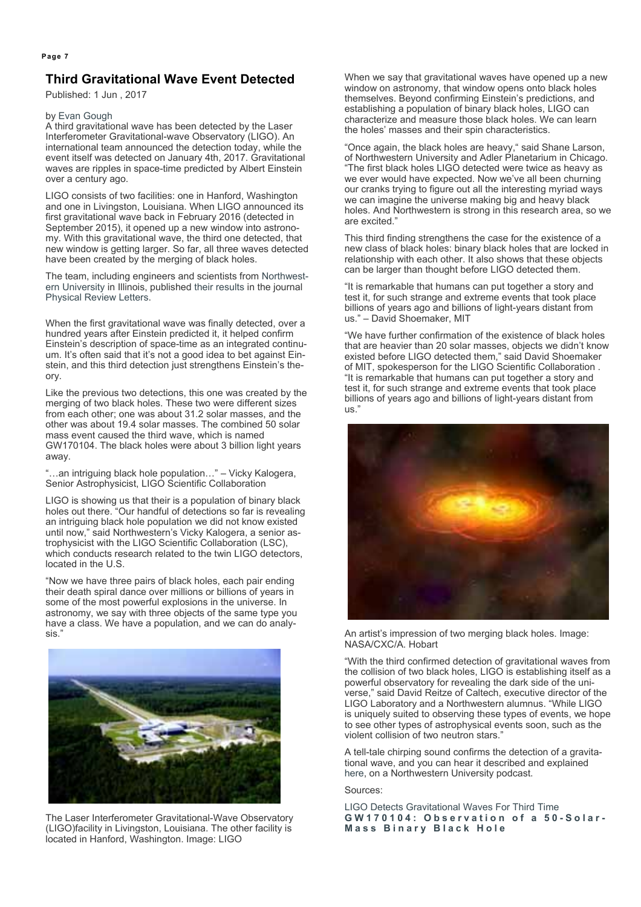## Third Gravitational Wave Event Detected

Published: 1 Jun , 2017

by Evan Gough

A third gravitational wave has been detected by the Laser Interferometer Gravitational-wave Observatory (LIGO). An international team announced the detection today, while the event itself was detected on January 4th, 2017. Gravitational waves are ripples in space-time predicted by Albert Einstein over a century ago.

LIGO consists of two facilities: one in Hanford, Washington and one in Livingston, Louisiana. When LIGO announced its first gravitational wave back in February 2016 (detected in September 2015), it opened up a new window into astronomy. With this gravitational wave, the third one detected, that new window is getting larger. So far, all three waves detected have been created by the merging of black holes.

The team, including engineers and scientists from Northwestern University in Illinois, published their results in the journal Physical Review Letters.

When the first gravitational wave was finally detected, over a hundred years after Einstein predicted it, it helped confirm Einstein's description of space-time as an integrated continuum. It's often said that it's not a good idea to bet against Einstein, and this third detection just strengthens Einstein's theory.

Like the previous two detections, this one was created by the merging of two black holes. These two were different sizes from each other; one was about 31.2 solar masses, and the other was about 19.4 solar masses. The combined 50 solar mass event caused the third wave, which is named GW170104. The black holes were about 3 billion light years away.

"…an intriguing black hole population…" – Vicky Kalogera, Senior Astrophysicist, LIGO Scientific Collaboration

LIGO is showing us that their is a population of binary black holes out there. "Our handful of detections so far is revealing an intriguing black hole population we did not know existed until now," said Northwestern's Vicky Kalogera, a senior astrophysicist with the LIGO Scientific Collaboration (LSC), which conducts research related to the twin LIGO detectors, located in the U.S.

"Now we have three pairs of black holes, each pair ending their death spiral dance over millions or billions of years in some of the most powerful explosions in the universe. In astronomy, we say with three objects of the same type you have a class. We have a population, and we can do analysis."

The Laser Interferometer Gravitational-Wave Observatory (LIGO)facility in Livingston, Louisiana. The other facility is located in Hanford, Washington. Image: LIGO

When we say that gravitational waves have opened up a new window on astronomy, that window opens onto black holes themselves. Beyond confirming Einstein's predictions, and establishing a population of binary black holes, LIGO can characterize and measure those black holes. We can learn the holes' masses and their spin characteristics.

"Once again, the black holes are heavy," said Shane Larson, of Northwestern University and Adler Planetarium in Chicago. "The first black holes LIGO detected were twice as heavy as we ever would have expected. Now we've all been churning our cranks trying to figure out all the interesting myriad ways we can imagine the universe making big and heavy black holes. And Northwestern is strong in this research area, so we are excited."

This third finding strengthens the case for the existence of a new class of black holes: binary black holes that are locked in relationship with each other. It also shows that these objects can be larger than thought before LIGO detected them.

"It is remarkable that humans can put together a story and test it, for such strange and extreme events that took place billions of years ago and billions of light-years distant from us." – David Shoemaker, MIT

"We have further confirmation of the existence of black holes that are heavier than 20 solar masses, objects we didn't know existed before LIGO detected them," said David Shoemaker of MIT, spokesperson for the LIGO Scientific Collaboration . "It is remarkable that humans can put together a story and test it, for such strange and extreme events that took place billions of years ago and billions of light-years distant from us."

An artist's impression of two merging black holes. Image: NASA/CXC/A. Hobart

"With the third confirmed detection of gravitational waves from the collision of two black holes, LIGO is establishing itself as a powerful observatory for revealing the dark side of the universe," said David Reitze of Caltech, executive director of the LIGO Laboratory and a Northwestern alumnus. "While LIGO is uniquely suited to observing these types of events, we hope to see other types of astrophysical events soon, such as the violent collision of two neutron stars."

A tell-tale chirping sound confirms the detection of a gravitational wave, and you can hear it described and explained here, on a Northwestern University podcast.

Sources:

LIGO Detects Gravitational Waves For Third Time

**GW170104: Observation of a 50-Solar-Mass Binary Black Hole**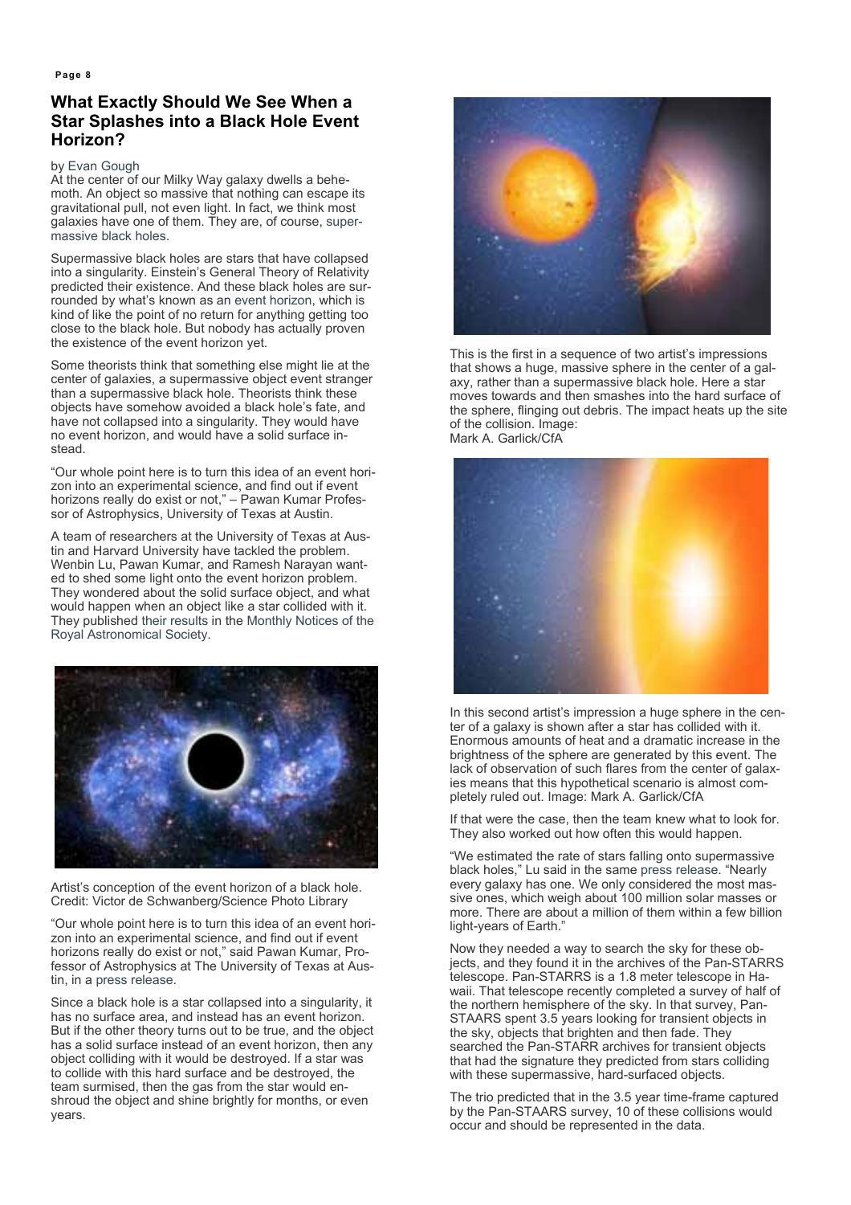## What Exactly Should We See When a Star Splashes into a Black Hole Event Horizon?

by Evan Gough

At the center of our Milky Way galaxy dwells a behemoth. An object so massive that nothing can escape its gravitational pull, not even light. In fact, we think most galaxies have one of them. They are, of course, supermassive black holes.

Supermassive black holes are stars that have collapsed into a singularity. Einstein's General Theory of Relativity predicted their existence. And these black holes are surrounded by what's known as an event horizon, which is kind of like the point of no return for anything getting too close to the black hole. But nobody has actually proven the existence of the event horizon yet.

Some theorists think that something else might lie at the center of galaxies, a supermassive object event stranger than a supermassive black hole. Theorists think these objects have somehow avoided a black hole's fate, and have not collapsed into a singularity. They would have no event horizon, and would have a solid surface instead.

"Our whole point here is to turn this idea of an event horizon into an experimental science, and find out if event horizons really do exist or not," – Pawan Kumar Professor of Astrophysics, University of Texas at Austin.

A team of researchers at the University of Texas at Austin and Harvard University have tackled the problem. Wenbin Lu, Pawan Kumar, and Ramesh Narayan wanted to shed some light onto the event horizon problem. They wondered about the solid surface object, and what would happen when an object like a star collided with it. They published their results in the Monthly Notices of the Royal Astronomical Society.

Artist's conception of the event horizon of a black hole. Credit: Victor de Schwanberg/Science Photo Library

"Our whole point here is to turn this idea of an event horizon into an experimental science, and find out if event horizons really do exist or not," said Pawan Kumar, Professor of Astrophysics at The University of Texas at Austin, in a press release.

Since a black hole is a star collapsed into a singularity, it has no surface area, and instead has an event horizon. But if the other theory turns out to be true, and the object has a solid surface instead of an event horizon, then any object colliding with it would be destroyed. If a star was to collide with this hard surface and be destroyed, the team surmised, then the gas from the star would enshroud the object and shine brightly for months, or even years.

This is the first in a sequence of two artist's impressions that shows a huge, massive sphere in the center of a galaxy, rather than a supermassive black hole. Here a star moves towards and then smashes into the hard surface of the sphere, flinging out debris. The impact heats up the site of the collision. Image: Mark A. Garlick/CfA

In this second artist's impression a huge sphere in the center of a galaxy is shown after a star has collided with it. Enormous amounts of heat and a dramatic increase in the brightness of the sphere are generated by this event. The lack of observation of such flares from the center of galaxies means that this hypothetical scenario is almost completely ruled out. Image: Mark A. Garlick/CfA

If that were the case, then the team knew what to look for. They also worked out how often this would happen.

"We estimated the rate of stars falling onto supermassive black holes," Lu said in the same press release. "Nearly every galaxy has one. We only considered the most massive ones, which weigh about 100 million solar masses or more. There are about a million of them within a few billion light-years of Earth."

Now they needed a way to search the sky for these objects, and they found it in the archives of the Pan-STARRS telescope. Pan-STARRS is a 1.8 meter telescope in Hawaii. That telescope recently completed a survey of half of the northern hemisphere of the sky. In that survey, Pan-STAARS spent 3.5 years looking for transient objects in the sky, objects that brighten and then fade. They searched the Pan-STARR archives for transient objects that had the signature they predicted from stars colliding with these supermassive, hard-surfaced objects.

The trio predicted that in the 3.5 year time-frame captured by the Pan-STAARS survey, 10 of these collisions would occur and should be represented in the data.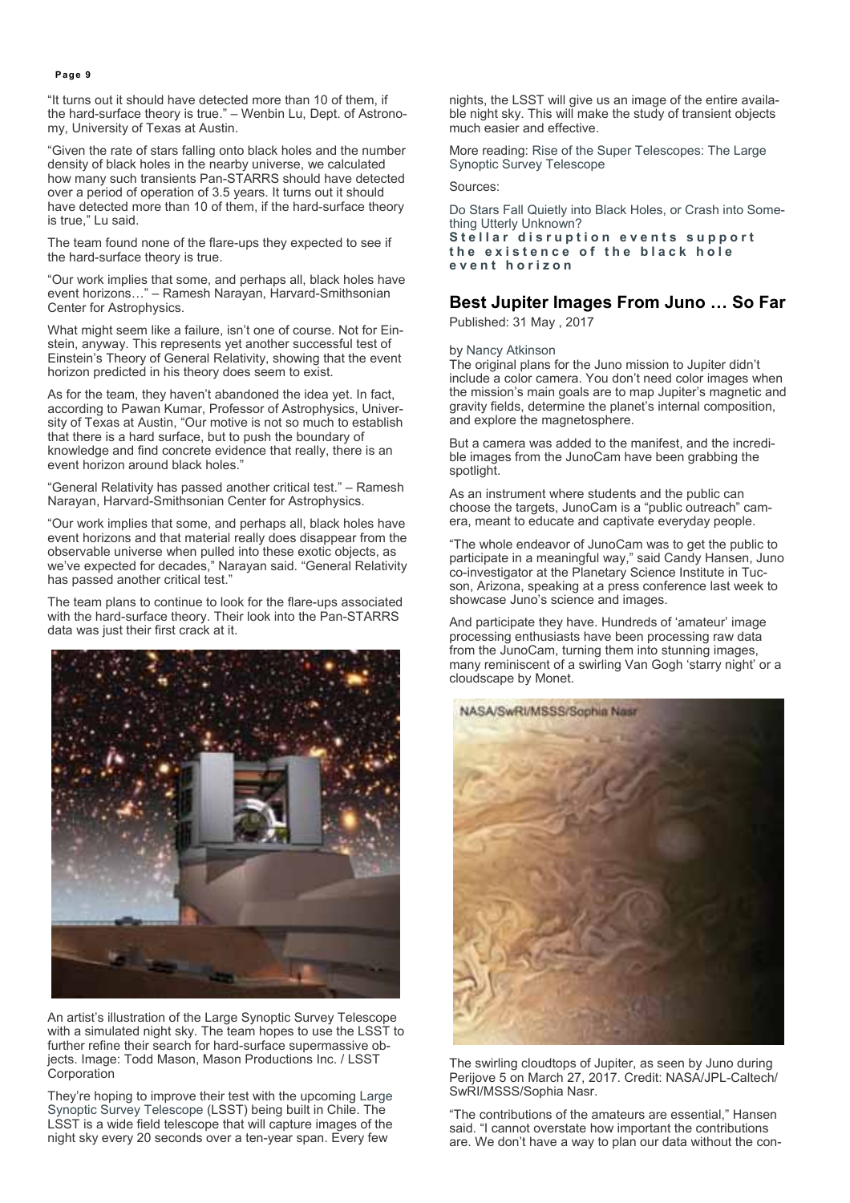"It turns out it should have detected more than 10 of them, if the hard-surface theory is true." – Wenbin Lu, Dept. of Astronomy, University of Texas at Austin.

"Given the rate of stars falling onto black holes and the number density of black holes in the nearby universe, we calculated how many such transients Pan-STARRS should have detected over a period of operation of 3.5 years. It turns out it should have detected more than 10 of them, if the hard-surface theory is true," Lu said.

The team found none of the flare-ups they expected to see if the hard-surface theory is true.

"Our work implies that some, and perhaps all, black holes have event horizons…" – Ramesh Narayan, Harvard-Smithsonian Center for Astrophysics.

What might seem like a failure, isn't one of course. Not for Einstein, anyway. This represents yet another successful test of Einstein's Theory of General Relativity, showing that the event horizon predicted in his theory does seem to exist.

As for the team, they haven't abandoned the idea yet. In fact, according to Pawan Kumar, Professor of Astrophysics, University of Texas at Austin, "Our motive is not so much to establish that there is a hard surface, but to push the boundary of knowledge and find concrete evidence that really, there is an event horizon around black holes."

"General Relativity has passed another critical test." – Ramesh Narayan, Harvard-Smithsonian Center for Astrophysics.

"Our work implies that some, and perhaps all, black holes have event horizons and that material really does disappear from the observable universe when pulled into these exotic objects, as we've expected for decades," Narayan said. "General Relativity has passed another critical test."

The team plans to continue to look for the flare-ups associated with the hard-surface theory. Their look into the Pan-STARRS data was just their first crack at it.

An artist's illustration of the Large Synoptic Survey Telescope with a simulated night sky. The team hopes to use the LSST to further refine their search for hard-surface supermassive objects. Image: Todd Mason, Mason Productions Inc. / LSST Corporation

They're hoping to improve their test with the upcoming Large Synoptic Survey Telescope (LSST) being built in Chile. The LSST is a wide field telescope that will capture images of the night sky every 20 seconds over a ten-year span. Every few nights, the LSST will give us an image of the entire available night sky. This will make the study of transient objects much easier and effective.

More reading: Rise of the Super Telescopes: The Large Synoptic Survey Telescope

Sources:

Do Stars Fall Quietly into Black Holes, or Crash into Something Utterly Unknown?

**Stellar disruption events support the existence of the black hole event horizon**

## Best Jupiter Images From Juno … So Far

Published: 31 May , 2017

by Nancy Atkinson

The original plans for the Juno mission to Jupiter didn't include a color camera. You don't need color images when the mission's main goals are to map Jupiter's magnetic and gravity fields, determine the planet's internal composition, and explore the magnetosphere.

But a camera was added to the manifest, and the incredible images from the JunoCam have been grabbing the spotlight.

As an instrument where students and the public can choose the targets, JunoCam is a "public outreach" camera, meant to educate and captivate everyday people.

"The whole endeavor of JunoCam was to get the public to participate in a meaningful way," said Candy Hansen, Juno co-investigator at the Planetary Science Institute in Tucson, Arizona, speaking at a press conference last week to showcase Juno's science and images.

And participate they have. Hundreds of 'amateur' image processing enthusiasts have been processing raw data from the JunoCam, turning them into stunning images, many reminiscent of a swirling Van Gogh 'starry night' or a cloudscape by Monet.

NASA/SwRI/MSSS/Sophia Nasr

The swirling cloudtops of Jupiter, as seen by Juno during Perijove 5 on March 27, 2017. Credit: NASA/JPL-Caltech/SwRI/MSSS/Sophia Nasr.

"The contributions of the amateurs are essential," Hansen said. "I cannot overstate how important the contributions are. We don't have a way to plan our data without the con-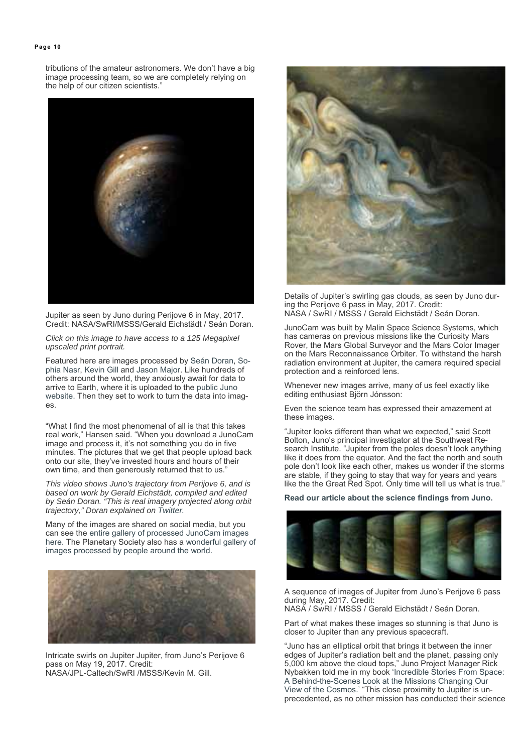tributions of the amateur astronomers. We don't have a big image processing team, so we are completely relying on the help of our citizen scientists."

Jupiter as seen by Juno during Perijove 6 in May, 2017. Credit: NASA/SwRI/MSSS/Gerald Eichstädt / Seán Doran.

*Click on this image to have access to a 125 Megapixel upscaled print portrait.*

Featured here are images processed by Seán Doran, Sophia Nasr, Kevin Gill and Jason Major. Like hundreds of others around the world, they anxiously await for data to arrive to Earth, where it is uploaded to the public Juno website. Then they set to work to turn the data into images.

"What I find the most phenomenal of all is that this takes real work," Hansen said. "When you download a JunoCam image and process it, it's not something you do in five minutes. The pictures that we get that people upload back onto our site, they've invested hours and hours of their own time, and then generously returned that to us."

*This video shows Juno's trajectory from Perijove 6, and is based on work by Gerald Eichstädt, compiled and edited by Seán Doran. "This is real imagery projected along orbit trajectory," Doran explained on Twitter.*

Many of the images are shared on social media, but you can see the entire gallery of processed JunoCam images here. The Planetary Society also has a wonderful gallery of images processed by people around the world.

Intricate swirls on Jupiter Jupiter, from Juno's Perijove 6 pass on May 19, 2017. Credit: NASA/JPL-Caltech/SwRI /MSSS/Kevin M. Gill.

Details of Jupiter's swirling gas clouds, as seen by Juno during the Perijove 6 pass in May, 2017. Credit: NASA / SwRI / MSSS / Gerald Eichstädt / Seán Doran.

JunoCam was built by Malin Space Science Systems, which has cameras on previous missions like the Curiosity Mars Rover, the Mars Global Surveyor and the Mars Color Imager on the Mars Reconnaissance Orbiter. To withstand the harsh radiation environment at Jupiter, the camera required special protection and a reinforced lens.

Whenever new images arrive, many of us feel exactly like editing enthusiast Björn Jónsson:

Even the science team has expressed their amazement at these images.

"Jupiter looks different than what we expected," said Scott Bolton, Juno's principal investigator at the Southwest Research Institute. "Jupiter from the poles doesn't look anything like it does from the equator. And the fact the north and south pole don't look like each other, makes us wonder if the storms are stable, if they going to stay that way for years and years like the the Great Red Spot. Only time will tell us what is true."

**Read our article about the science findings from Juno.**

A sequence of images of Jupiter from Juno's Perijove 6 pass during May, 2017. Credit: NASA / SwRI / MSSS / Gerald Eichstädt / Seán Doran.

Part of what makes these images so stunning is that Juno is closer to Jupiter than any previous spacecraft.

"Juno has an elliptical orbit that brings it between the inner edges of Jupiter's radiation belt and the planet, passing only 5,000 km above the cloud tops," Juno Project Manager Rick Nybakken told me in my book 'Incredible Stories From Space: A Behind-the-Scenes Look at the Missions Changing Our View of the Cosmos.' "This close proximity to Jupiter is unprecedented, as no other mission has conducted their science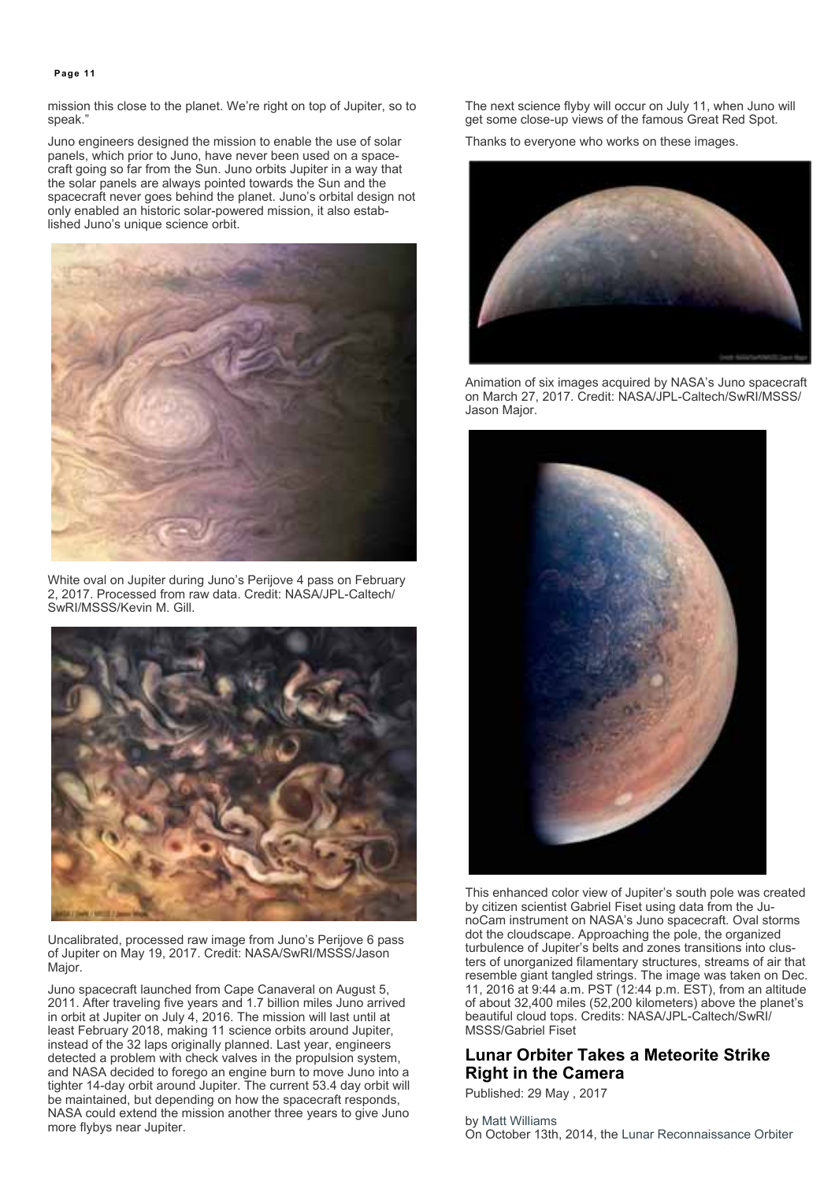mission this close to the planet. We're right on top of Jupiter, so to speak."

Juno engineers designed the mission to enable the use of solar panels, which prior to Juno, have never been used on a spacecraft going so far from the Sun. Juno orbits Jupiter in a way that the solar panels are always pointed towards the Sun and the spacecraft never goes behind the planet. Juno's orbital design not only enabled an historic solar-powered mission, it also established Juno's unique science orbit.

White oval on Jupiter during Juno's Perijove 4 pass on February 2, 2017. Processed from raw data. Credit: NASA/JPL-Caltech/SwRI/MSSS/Kevin M. Gill.

Uncalibrated, processed raw image from Juno's Perijove 6 pass of Jupiter on May 19, 2017. Credit: NASA/SwRI/MSSS/Jason Major.

Juno spacecraft launched from Cape Canaveral on August 5, 2011. After traveling five years and 1.7 billion miles Juno arrived in orbit at Jupiter on July 4, 2016. The mission will last until at least February 2018, making 11 science orbits around Jupiter, instead of the 32 laps originally planned. Last year, engineers detected a problem with check valves in the propulsion system, and NASA decided to forego an engine burn to move Juno into a tighter 14-day orbit around Jupiter. The current 53.4 day orbit will be maintained, but depending on how the spacecraft responds, NASA could extend the mission another three years to give Juno more flybys near Jupiter.

The next science flyby will occur on July 11, when Juno will get some close-up views of the famous Great Red Spot.

Thanks to everyone who works on these images.

Animation of six images acquired by NASA's Juno spacecraft on March 27, 2017. Credit: NASA/JPL-Caltech/SwRI/MSSS/Jason Major.

This enhanced color view of Jupiter's south pole was created by citizen scientist Gabriel Fiset using data from the JunoCam instrument on NASA's Juno spacecraft. Oval storms dot the cloudscape. Approaching the pole, the organized turbulence of Jupiter's belts and zones transitions into clusters of unorganized filamentary structures, streams of air that resemble giant tangled strings. The image was taken on Dec. 11, 2016 at 9:44 a.m. PST (12:44 p.m. EST), from an altitude of about 32,400 miles (52,200 kilometers) above the planet's beautiful cloud tops. Credits: NASA/JPL-Caltech/SwRI/MSSS/Gabriel Fiset

## Lunar Orbiter Takes a Meteorite Strike Right in the Camera

Published: 29 May , 2017

by Matt Williams

On October 13th, 2014, the Lunar Reconnaissance Orbiter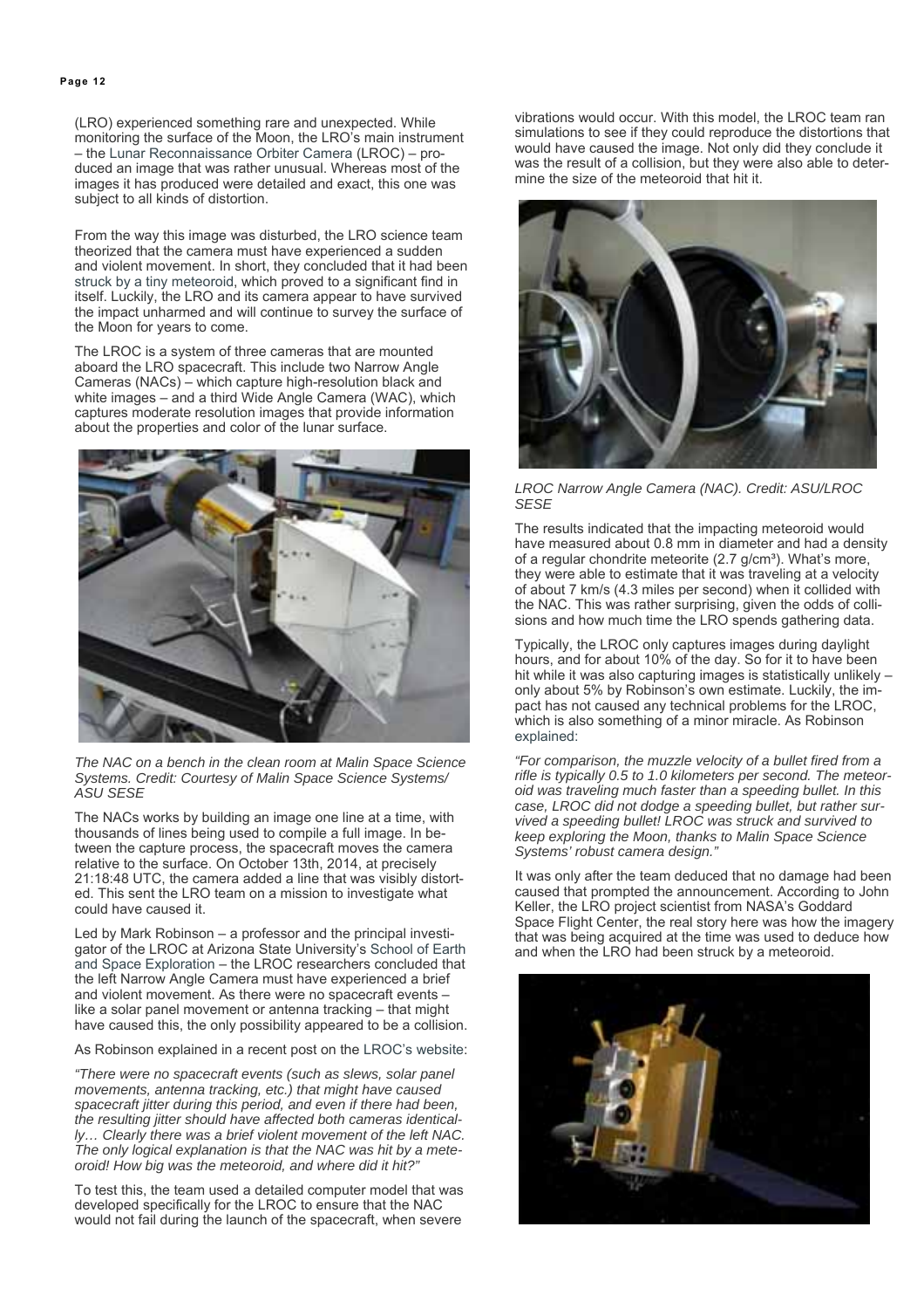(LRO) experienced something rare and unexpected. While monitoring the surface of the Moon, the LRO's main instrument – the Lunar Reconnaissance Orbiter Camera (LROC) – produced an image that was rather unusual. Whereas most of the images it has produced were detailed and exact, this one was subject to all kinds of distortion.

From the way this image was disturbed, the LRO science team theorized that the camera must have experienced a sudden and violent movement. In short, they concluded that it had been struck by a tiny meteoroid, which proved to a significant find in itself. Luckily, the LRO and its camera appear to have survived the impact unharmed and will continue to survey the surface of the Moon for years to come.

The LROC is a system of three cameras that are mounted aboard the LRO spacecraft. This include two Narrow Angle Cameras (NACs) – which capture high-resolution black and white images – and a third Wide Angle Camera (WAC), which captures moderate resolution images that provide information about the properties and color of the lunar surface.

*The NAC on a bench in the clean room at Malin Space Science Systems. Credit: Courtesy of Malin Space Science Systems/ ASU SESE*

The NACs works by building an image one line at a time, with thousands of lines being used to compile a full image. In between the capture process, the spacecraft moves the camera relative to the surface. On October 13th, 2014, at precisely 21:18:48 UTC, the camera added a line that was visibly distorted. This sent the LRO team on a mission to investigate what could have caused it.

Led by Mark Robinson – a professor and the principal investigator of the LROC at Arizona State University's School of Earth and Space Exploration – the LROC researchers concluded that the left Narrow Angle Camera must have experienced a brief and violent movement. As there were no spacecraft events – like a solar panel movement or antenna tracking – that might have caused this, the only possibility appeared to be a collision.

As Robinson explained in a recent post on the LROC's website:

*"There were no spacecraft events (such as slews, solar panel movements, antenna tracking, etc.) that might have caused spacecraft jitter during this period, and even if there had been, the resulting jitter should have affected both cameras identically… Clearly there was a brief violent movement of the left NAC. The only logical explanation is that the NAC was hit by a meteoroid! How big was the meteoroid, and where did it hit?"*

To test this, the team used a detailed computer model that was developed specifically for the LROC to ensure that the NAC would not fail during the launch of the spacecraft, when severe vibrations would occur. With this model, the LROC team ran simulations to see if they could reproduce the distortions that would have caused the image. Not only did they conclude it was the result of a collision, but they were also able to determine the size of the meteoroid that hit it.

*LROC Narrow Angle Camera (NAC). Credit: ASU/LROC SESE*

The results indicated that the impacting meteoroid would have measured about 0.8 mm in diameter and had a density of a regular chondrite meteorite (2.7 g/cm³). What's more, they were able to estimate that it was traveling at a velocity of about 7 km/s (4.3 miles per second) when it collided with the NAC. This was rather surprising, given the odds of collisions and how much time the LRO spends gathering data.

Typically, the LROC only captures images during daylight hours, and for about 10% of the day. So for it to have been hit while it was also capturing images is statistically unlikely – only about 5% by Robinson's own estimate. Luckily, the impact has not caused any technical problems for the LROC, which is also something of a minor miracle. As Robinson explained:

*"For comparison, the muzzle velocity of a bullet fired from a rifle is typically 0.5 to 1.0 kilometers per second. The meteoroid was traveling much faster than a speeding bullet. In this case, LROC did not dodge a speeding bullet, but rather survived a speeding bullet! LROC was struck and survived to keep exploring the Moon, thanks to Malin Space Science Systems' robust camera design."*

It was only after the team deduced that no damage had been caused that prompted the announcement. According to John Keller, the LRO project scientist from NASA's Goddard Space Flight Center, the real story here was how the imagery that was being acquired at the time was used to deduce how and when the LRO had been struck by a meteoroid.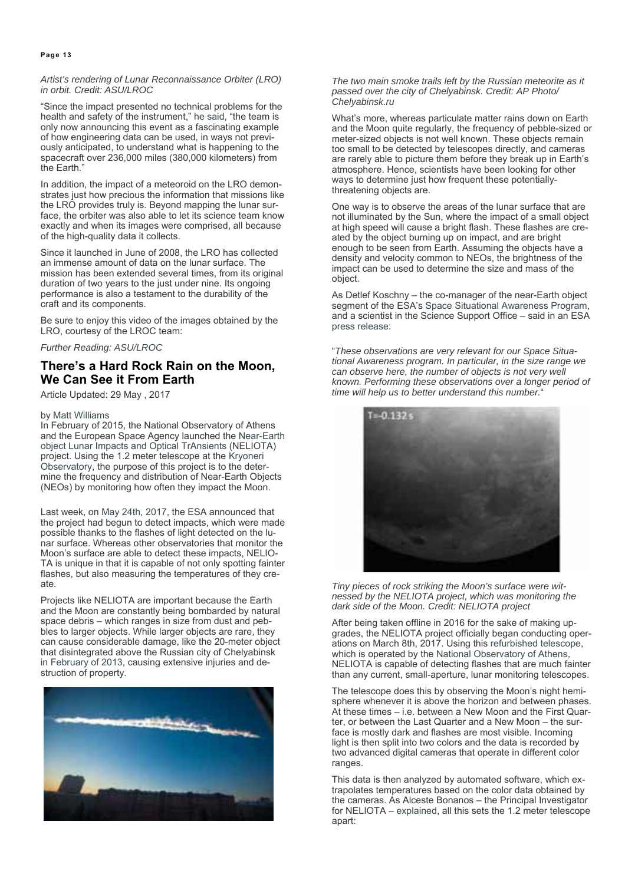*Artist's rendering of Lunar Reconnaissance Orbiter (LRO) in orbit. Credit: ASU/LROC*

"Since the impact presented no technical problems for the health and safety of the instrument," he said, "the team is only now announcing this event as a fascinating example of how engineering data can be used, in ways not previously anticipated, to understand what is happening to the spacecraft over 236,000 miles (380,000 kilometers) from the Earth."

In addition, the impact of a meteoroid on the LRO demonstrates just how precious the information that missions like the LRO provides truly is. Beyond mapping the lunar surface, the orbiter was also able to let its science team know exactly and when its images were comprised, all because of the high-quality data it collects.

Since it launched in June of 2008, the LRO has collected an immense amount of data on the lunar surface. The mission has been extended several times, from its original duration of two years to the just under nine. Its ongoing performance is also a testament to the durability of the craft and its components.

Be sure to enjoy this video of the images obtained by the LRO, courtesy of the LROC team:

*Further Reading: ASU/LROC*

## There's a Hard Rock Rain on the Moon, We Can See it From Earth

Article Updated: 29 May , 2017

by Matt Williams

In February of 2015, the National Observatory of Athens and the European Space Agency launched the Near-Earth object Lunar Impacts and Optical TrAnsients (NELIOTA) project. Using the 1.2 meter telescope at the Kryoneri Observatory, the purpose of this project is to the determine the frequency and distribution of Near-Earth Objects (NEOs) by monitoring how often they impact the Moon.

Last week, on May 24th, 2017, the ESA announced that the project had begun to detect impacts, which were made possible thanks to the flashes of light detected on the lunar surface. Whereas other observatories that monitor the Moon's surface are able to detect these impacts, NELIOTA is unique in that it is capable of not only spotting fainter flashes, but also measuring the temperatures of they create.

Projects like NELIOTA are important because the Earth and the Moon are constantly being bombarded by natural space debris – which ranges in size from dust and pebbles to larger objects. While larger objects are rare, they can cause considerable damage, like the 20-meter object that disintegrated above the Russian city of Chelyabinsk in February of 2013, causing extensive injuries and destruction of property.

*The two main smoke trails left by the Russian meteorite as it passed over the city of Chelyabinsk. Credit: AP Photo/ Chelyabinsk.ru*

What's more, whereas particulate matter rains down on Earth and the Moon quite regularly, the frequency of pebble-sized or meter-sized objects is not well known. These objects remain too small to be detected by telescopes directly, and cameras are rarely able to picture them before they break up in Earth's atmosphere. Hence, scientists have been looking for other ways to determine just how frequent these potentially-threatening objects are.

One way is to observe the areas of the lunar surface that are not illuminated by the Sun, where the impact of a small object at high speed will cause a bright flash. These flashes are created by the object burning up on impact, and are bright enough to be seen from Earth. Assuming the objects have a density and velocity common to NEOs, the brightness of the impact can be used to determine the size and mass of the object.

As Detlef Koschny – the co-manager of the near-Earth object segment of the ESA's Space Situational Awareness Program, and a scientist in the Science Support Office – said in an ESA press release:

"*These observations are very relevant for our Space Situational Awareness program. In particular, in the size range we can observe here, the number of objects is not very well known. Performing these observations over a longer period of time will help us to better understand this number.*"

*Tiny pieces of rock striking the Moon's surface were witnessed by the NELIOTA project, which was monitoring the dark side of the Moon. Credit: NELIOTA project*

After being taken offline in 2016 for the sake of making upgrades, the NELIOTA project officially began conducting operations on March 8th, 2017. Using this refurbished telescope, which is operated by the National Observatory of Athens, NELIOTA is capable of detecting flashes that are much fainter than any current, small-aperture, lunar monitoring telescopes.

The telescope does this by observing the Moon's night hemisphere whenever it is above the horizon and between phases. At these times – i.e. between a New Moon and the First Quarter, or between the Last Quarter and a New Moon – the surface is mostly dark and flashes are most visible. Incoming light is then split into two colors and the data is recorded by two advanced digital cameras that operate in different color ranges.

This data is then analyzed by automated software, which extrapolates temperatures based on the color data obtained by the cameras. As Alceste Bonanos – the Principal Investigator for NELIOTA – explained, all this sets the 1.2 meter telescope apart: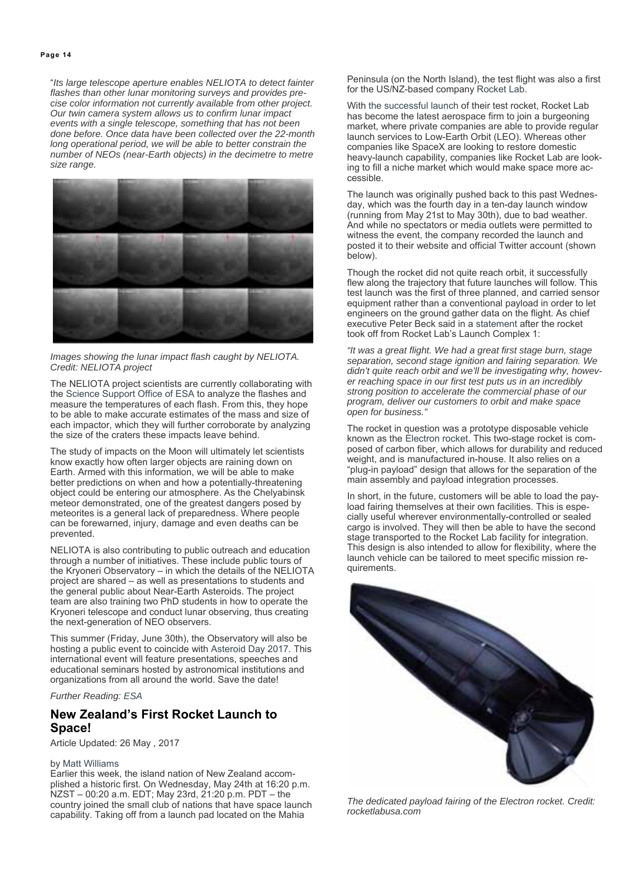"*Its large telescope aperture enables NELIOTA to detect fainter flashes than other lunar monitoring surveys and provides precise color information not currently available from other project. Our twin camera system allows us to confirm lunar impact events with a single telescope, something that has not been done before. Once data have been collected over the 22-month long operational period, we will be able to better constrain the number of NEOs (near-Earth objects) in the decimetre to metre size range.*

*Images showing the lunar impact flash caught by NELIOTA. Credit: NELIOTA project*

The NELIOTA project scientists are currently collaborating with the Science Support Office of ESA to analyze the flashes and measure the temperatures of each flash. From this, they hope to be able to make accurate estimates of the mass and size of each impactor, which they will further corroborate by analyzing the size of the craters these impacts leave behind.

The study of impacts on the Moon will ultimately let scientists know exactly how often larger objects are raining down on Earth. Armed with this information, we will be able to make better predictions on when and how a potentially-threatening object could be entering our atmosphere. As the Chelyabinsk meteor demonstrated, one of the greatest dangers posed by meteorites is a general lack of preparedness. Where people can be forewarned, injury, damage and even deaths can be prevented.

NELIOTA is also contributing to public outreach and education through a number of initiatives. These include public tours of the Kryoneri Observatory – in which the details of the NELIOTA project are shared – as well as presentations to students and the general public about Near-Earth Asteroids. The project team are also training two PhD students in how to operate the Kryoneri telescope and conduct lunar observing, thus creating the next-generation of NEO observers.

This summer (Friday, June 30th), the Observatory will also be hosting a public event to coincide with Asteroid Day 2017. This international event will feature presentations, speeches and educational seminars hosted by astronomical institutions and organizations from all around the world. Save the date!

*Further Reading: ESA*

## New Zealand's First Rocket Launch to Space!

Article Updated: 26 May , 2017

by Matt Williams

Earlier this week, the island nation of New Zealand accomplished a historic first. On Wednesday, May 24th at 16:20 p.m. NZST – 00:20 a.m. EDT; May 23rd, 21:20 p.m. PDT – the country joined the small club of nations that have space launch capability. Taking off from a launch pad located on the Mahia Peninsula (on the North Island), the test flight was also a first for the US/NZ-based company Rocket Lab.

With the successful launch of their test rocket, Rocket Lab has become the latest aerospace firm to join a burgeoning market, where private companies are able to provide regular launch services to Low-Earth Orbit (LEO). Whereas other companies like SpaceX are looking to restore domestic heavy-launch capability, companies like Rocket Lab are looking to fill a niche market which would make space more accessible.

The launch was originally pushed back to this past Wednesday, which was the fourth day in a ten-day launch window (running from May 21st to May 30th), due to bad weather. And while no spectators or media outlets were permitted to witness the event, the company recorded the launch and posted it to their website and official Twitter account (shown below).

Though the rocket did not quite reach orbit, it successfully flew along the trajectory that future launches will follow. This test launch was the first of three planned, and carried sensor equipment rather than a conventional payload in order to let engineers on the ground gather data on the flight. As chief executive Peter Beck said in a statement after the rocket took off from Rocket Lab's Launch Complex 1:

*"It was a great flight. We had a great first stage burn, stage separation, second stage ignition and fairing separation. We didn't quite reach orbit and we'll be investigating why, however reaching space in our first test puts us in an incredibly strong position to accelerate the commercial phase of our program, deliver our customers to orbit and make space open for business."*

The rocket in question was a prototype disposable vehicle known as the Electron rocket. This two-stage rocket is composed of carbon fiber, which allows for durability and reduced weight, and is manufactured in-house. It also relies on a "plug-in payload" design that allows for the separation of the main assembly and payload integration processes.

In short, in the future, customers will be able to load the payload fairing themselves at their own facilities. This is especially useful wherever environmentally-controlled or sealed cargo is involved. They will then be able to have the second stage transported to the Rocket Lab facility for integration. This design is also intended to allow for flexibility, where the launch vehicle can be tailored to meet specific mission requirements.

*The dedicated payload fairing of the Electron rocket. Credit: rocketlabusa.com*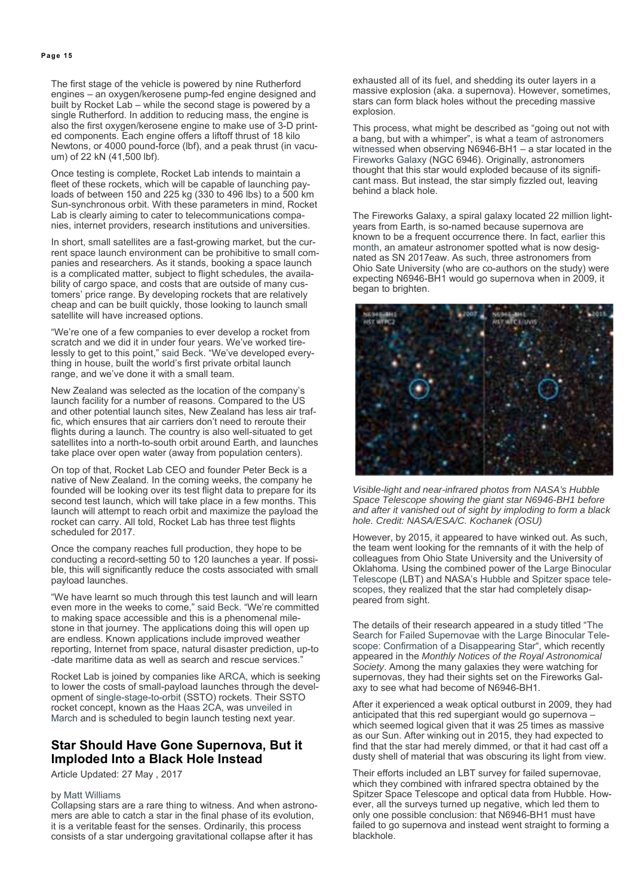The first stage of the vehicle is powered by nine Rutherford engines – an oxygen/kerosene pump-fed engine designed and built by Rocket Lab – while the second stage is powered by a single Rutherford. In addition to reducing mass, the engine is also the first oxygen/kerosene engine to make use of 3-D printed components. Each engine offers a liftoff thrust of 18 kilo Newtons, or 4000 pound-force (lbf), and a peak thrust (in vacuum) of 22 kN (41,500 lbf).

Once testing is complete, Rocket Lab intends to maintain a fleet of these rockets, which will be capable of launching payloads of between 150 and 225 kg (330 to 496 lbs) to a 500 km Sun-synchronous orbit. With these parameters in mind, Rocket Lab is clearly aiming to cater to telecommunications companies, internet providers, research institutions and universities.

In short, small satellites are a fast-growing market, but the current space launch environment can be prohibitive to small companies and researchers. As it stands, booking a space launch is a complicated matter, subject to flight schedules, the availability of cargo space, and costs that are outside of many customers' price range. By developing rockets that are relatively cheap and can be built quickly, those looking to launch small satellite will have increased options.

"We're one of a few companies to ever develop a rocket from scratch and we did it in under four years. We've worked tirelessly to get to this point," said Beck. "We've developed everything in house, built the world's first private orbital launch range, and we've done it with a small team.

New Zealand was selected as the location of the company's launch facility for a number of reasons. Compared to the US and other potential launch sites, New Zealand has less air traffic, which ensures that air carriers don't need to reroute their flights during a launch. The country is also well-situated to get satellites into a north-to-south orbit around Earth, and launches take place over open water (away from population centers).

On top of that, Rocket Lab CEO and founder Peter Beck is a native of New Zealand. In the coming weeks, the company he founded will be looking over its test flight data to prepare for its second test launch, which will take place in a few months. This launch will attempt to reach orbit and maximize the payload the rocket can carry. All told, Rocket Lab has three test flights scheduled for 2017.

Once the company reaches full production, they hope to be conducting a record-setting 50 to 120 launches a year. If possible, this will significantly reduce the costs associated with small payload launches.

"We have learnt so much through this test launch and will learn even more in the weeks to come," said Beck. "We're committed to making space accessible and this is a phenomenal milestone in that journey. The applications doing this will open up are endless. Known applications include improved weather reporting, Internet from space, natural disaster prediction, up-to-date maritime data as well as search and rescue services."

Rocket Lab is joined by companies like ARCA, which is seeking to lower the costs of small-payload launches through the development of single-stage-to-orbit (SSTO) rockets. Their SSTO rocket concept, known as the Haas 2CA, was unveiled in March and is scheduled to begin launch testing next year.

## Star Should Have Gone Supernova, But it Imploded Into a Black Hole Instead

Article Updated: 27 May , 2017

by Matt Williams

Collapsing stars are a rare thing to witness. And when astronomers are able to catch a star in the final phase of its evolution, it is a veritable feast for the senses. Ordinarily, this process consists of a star undergoing gravitational collapse after it has exhausted all of its fuel, and shedding its outer layers in a massive explosion (aka. a supernova). However, sometimes, stars can form black holes without the preceding massive explosion.

This process, what might be described as "going out not with a bang, but with a whimper", is what a team of astronomers witnessed when observing N6946-BH1 – a star located in the Fireworks Galaxy (NGC 6946). Originally, astronomers thought that this star would exploded because of its significant mass. But instead, the star simply fizzled out, leaving behind a black hole.

The Fireworks Galaxy, a spiral galaxy located 22 million light-years from Earth, is so-named because supernova are known to be a frequent occurrence there. In fact, earlier this month, an amateur astronomer spotted what is now designated as SN 2017eaw. As such, three astronomers from Ohio Sate University (who are co-authors on the study) were expecting N6946-BH1 would go supernova when in 2009, it began to brighten.

*Visible-light and near-infrared photos from NASA's Hubble Space Telescope showing the giant star N6946-BH1 before and after it vanished out of sight by imploding to form a black hole. Credit: NASA/ESA/C. Kochanek (OSU)*

However, by 2015, it appeared to have winked out. As such, the team went looking for the remnants of it with the help of colleagues from Ohio State University and the University of Oklahoma. Using the combined power of the Large Binocular Telescope (LBT) and NASA's Hubble and Spitzer space telescopes, they realized that the star had completely disappeared from sight.

The details of their research appeared in a study titled "The Search for Failed Supernovae with the Large Binocular Telescope: Confirmation of a Disappearing Star", which recently appeared in the *Monthly Notices of the Royal Astronomical Society*. Among the many galaxies they were watching for supernovas, they had their sights set on the Fireworks Galaxy to see what had become of N6946-BH1.

After it experienced a weak optical outburst in 2009, they had anticipated that this red supergiant would go supernova – which seemed logical given that it was 25 times as massive as our Sun. After winking out in 2015, they had expected to find that the star had merely dimmed, or that it had cast off a dusty shell of material that was obscuring its light from view.

Their efforts included an LBT survey for failed supernovae, which they combined with infrared spectra obtained by the Spitzer Space Telescope and optical data from Hubble. However, all the surveys turned up negative, which led them to only one possible conclusion: that N6946-BH1 must have failed to go supernova and instead went straight to forming a blackhole.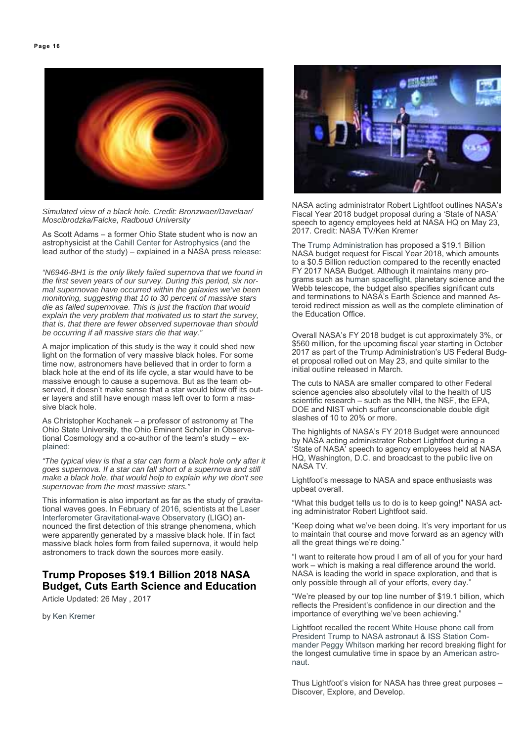*Simulated view of a black hole. Credit: Bronzwaer/Davelaar/Moscibrodzka/Falcke, Radboud University*

As Scott Adams – a former Ohio State student who is now an astrophysicist at the Cahill Center for Astrophysics (and the lead author of the study) – explained in a NASA press release:

*"N6946-BH1 is the only likely failed supernova that we found in the first seven years of our survey. During this period, six normal supernovae have occurred within the galaxies we've been monitoring, suggesting that 10 to 30 percent of massive stars die as failed supernovae. This is just the fraction that would explain the very problem that motivated us to start the survey, that is, that there are fewer observed supernovae than should be occurring if all massive stars die that way."*

A major implication of this study is the way it could shed new light on the formation of very massive black holes. For some time now, astronomers have believed that in order to form a black hole at the end of its life cycle, a star would have to be massive enough to cause a supernova. But as the team observed, it doesn't make sense that a star would blow off its outer layers and still have enough mass left over to form a massive black hole.

As Christopher Kochanek – a professor of astronomy at The Ohio State University, the Ohio Eminent Scholar in Observational Cosmology and a co-author of the team's study – explained:

*"The typical view is that a star can form a black hole only after it goes supernova. If a star can fall short of a supernova and still make a black hole, that would help to explain why we don't see supernovae from the most massive stars."*

This information is also important as far as the study of gravitational waves goes. In February of 2016, scientists at the Laser Interferometer Gravitational-wave Observatory (LIGO) announced the first detection of this strange phenomena, which were apparently generated by a massive black hole. If in fact massive black holes form from failed supernova, it would help astronomers to track down the sources more easily.

## Trump Proposes $19.1 Billion 2018 NASA Budget, Cuts Earth Science and Education

Article Updated: 26 May , 2017

by Ken Kremer

NASA acting administrator Robert Lightfoot outlines NASA's Fiscal Year 2018 budget proposal during a 'State of NASA' speech to agency employees held at NASA HQ on May 23, 2017. Credit: NASA TV/Ken Kremer

The Trump Administration has proposed a $19.1 Billion NASA budget request for Fiscal Year 2018, which amounts to a $0.5 Billion reduction compared to the recently enacted FY 2017 NASA Budget. Although it maintains many programs such as human spaceflight, planetary science and the Webb telescope, the budget also specifies significant cuts and terminations to NASA's Earth Science and manned Asteroid redirect mission as well as the complete elimination of the Education Office.

Overall NASA's FY 2018 budget is cut approximately 3%, or $560 million, for the upcoming fiscal year starting in October 2017 as part of the Trump Administration's US Federal Budget proposal rolled out on May 23, and quite similar to the initial outline released in March.

The cuts to NASA are smaller compared to other Federal science agencies also absolutely vital to the health of US scientific research – such as the NIH, the NSF, the EPA, DOE and NIST which suffer unconscionable double digit slashes of 10 to 20% or more.

The highlights of NASA's FY 2018 Budget were announced by NASA acting administrator Robert Lightfoot during a 'State of NASA' speech to agency employees held at NASA HQ, Washington, D.C. and broadcast to the public live on NASA TV.

Lightfoot's message to NASA and space enthusiasts was upbeat overall.

"What this budget tells us to do is to keep going!" NASA acting administrator Robert Lightfoot said.

"Keep doing what we've been doing. It's very important for us to maintain that course and move forward as an agency with all the great things we're doing."

"I want to reiterate how proud I am of all of you for your hard work – which is making a real difference around the world. NASA is leading the world in space exploration, and that is only possible through all of your efforts, every day."

"We're pleased by our top line number of $19.1 billion, which reflects the President's confidence in our direction and the importance of everything we've been achieving."

Lightfoot recalled the recent White House phone call from President Trump to NASA astronaut & ISS Station Commander Peggy Whitson marking her record breaking flight for the longest cumulative time in space by an American astronaut.

Thus Lightfoot's vision for NASA has three great purposes – Discover, Explore, and Develop.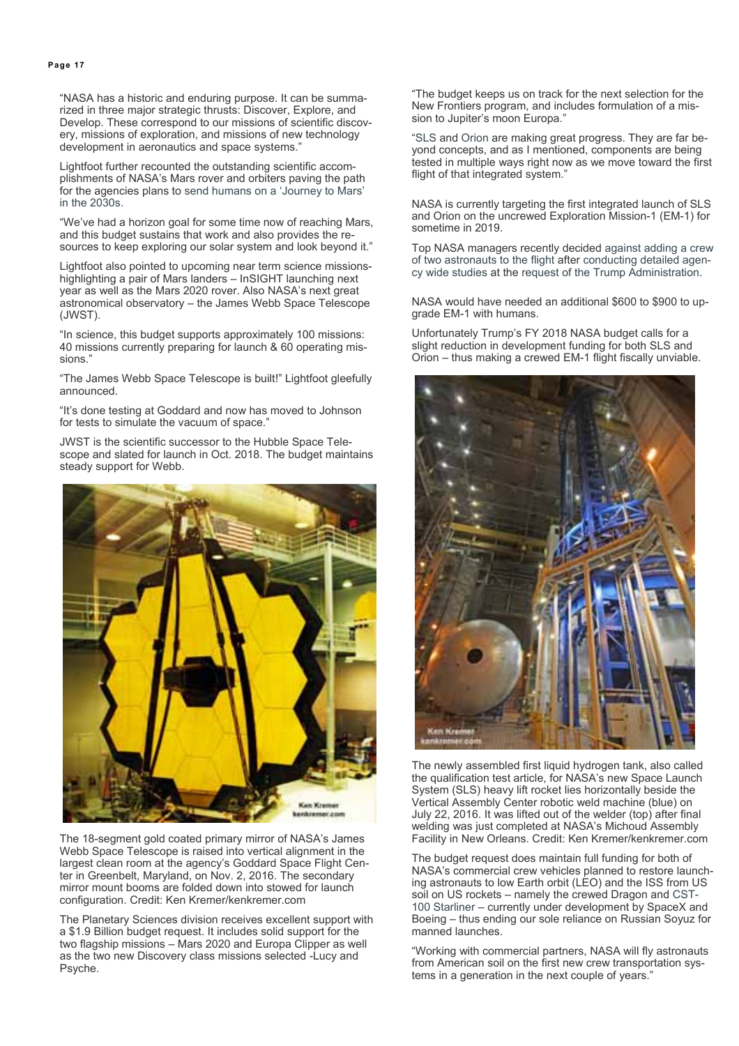"NASA has a historic and enduring purpose. It can be summarized in three major strategic thrusts: Discover, Explore, and Develop. These correspond to our missions of scientific discovery, missions of exploration, and missions of new technology development in aeronautics and space systems."

Lightfoot further recounted the outstanding scientific accomplishments of NASA's Mars rover and orbiters paving the path for the agencies plans to send humans on a 'Journey to Mars' in the 2030s.

"We've had a horizon goal for some time now of reaching Mars, and this budget sustains that work and also provides the resources to keep exploring our solar system and look beyond it."

Lightfoot also pointed to upcoming near term science missions- highlighting a pair of Mars landers – InSIGHT launching next year as well as the Mars 2020 rover. Also NASA's next great astronomical observatory – the James Webb Space Telescope (JWST).

"In science, this budget supports approximately 100 missions: 40 missions currently preparing for launch & 60 operating missions."

"The James Webb Space Telescope is built!" Lightfoot gleefully announced.

"It's done testing at Goddard and now has moved to Johnson for tests to simulate the vacuum of space."

JWST is the scientific successor to the Hubble Space Telescope and slated for launch in Oct. 2018. The budget maintains steady support for Webb.

The 18-segment gold coated primary mirror of NASA's James Webb Space Telescope is raised into vertical alignment in the largest clean room at the agency's Goddard Space Flight Center in Greenbelt, Maryland, on Nov. 2, 2016. The secondary mirror mount booms are folded down into stowed for launch configuration. Credit: Ken Kremer/kenkremer.com

The Planetary Sciences division receives excellent support with a $1.9 Billion budget request. It includes solid support for the two flagship missions – Mars 2020 and Europa Clipper as well as the two new Discovery class missions selected -Lucy and Psyche.

"The budget keeps us on track for the next selection for the New Frontiers program, and includes formulation of a mission to Jupiter's moon Europa."

"SLS and Orion are making great progress. They are far beyond concepts, and as I mentioned, components are being tested in multiple ways right now as we move toward the first flight of that integrated system."

NASA is currently targeting the first integrated launch of SLS and Orion on the uncrewed Exploration Mission-1 (EM-1) for sometime in 2019.

Top NASA managers recently decided against adding a crew of two astronauts to the flight after conducting detailed agency wide studies at the request of the Trump Administration.

NASA would have needed an additional $600 to $900 to upgrade EM-1 with humans.

Unfortunately Trump's FY 2018 NASA budget calls for a slight reduction in development funding for both SLS and Orion – thus making a crewed EM-1 flight fiscally unviable.

The newly assembled first liquid hydrogen tank, also called the qualification test article, for NASA's new Space Launch System (SLS) heavy lift rocket lies horizontally beside the Vertical Assembly Center robotic weld machine (blue) on July 22, 2016. It was lifted out of the welder (top) after final welding was just completed at NASA's Michoud Assembly Facility in New Orleans. Credit: Ken Kremer/kenkremer.com

The budget request does maintain full funding for both of NASA's commercial crew vehicles planned to restore launching astronauts to low Earth orbit (LEO) and the ISS from US soil on US rockets – namely the crewed Dragon and CST-100 Starliner – currently under development by SpaceX and Boeing – thus ending our sole reliance on Russian Soyuz for manned launches.

"Working with commercial partners, NASA will fly astronauts from American soil on the first new crew transportation systems in a generation in the next couple of years."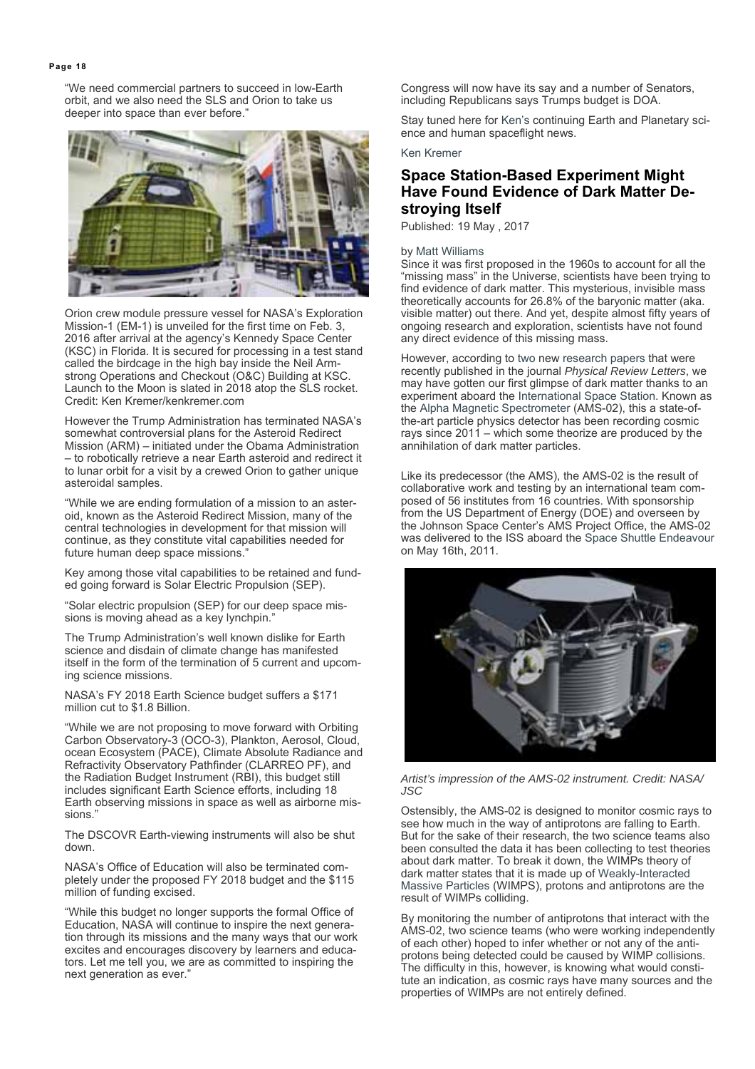"We need commercial partners to succeed in low-Earth orbit, and we also need the SLS and Orion to take us deeper into space than ever before."

Orion crew module pressure vessel for NASA's Exploration Mission-1 (EM-1) is unveiled for the first time on Feb. 3, 2016 after arrival at the agency's Kennedy Space Center (KSC) in Florida. It is secured for processing in a test stand called the birdcage in the high bay inside the Neil Armstrong Operations and Checkout (O&C) Building at KSC. Launch to the Moon is slated in 2018 atop the SLS rocket. Credit: Ken Kremer/kenkremer.com

However the Trump Administration has terminated NASA's somewhat controversial plans for the Asteroid Redirect Mission (ARM) – initiated under the Obama Administration – to robotically retrieve a near Earth asteroid and redirect it to lunar orbit for a visit by a crewed Orion to gather unique asteroidal samples.

"While we are ending formulation of a mission to an asteroid, known as the Asteroid Redirect Mission, many of the central technologies in development for that mission will continue, as they constitute vital capabilities needed for future human deep space missions."

Key among those vital capabilities to be retained and funded going forward is Solar Electric Propulsion (SEP).

"Solar electric propulsion (SEP) for our deep space missions is moving ahead as a key lynchpin."

The Trump Administration's well known dislike for Earth science and disdain of climate change has manifested itself in the form of the termination of 5 current and upcoming science missions.

NASA's FY 2018 Earth Science budget suffers a $171 million cut to $1.8 Billion.

"While we are not proposing to move forward with Orbiting Carbon Observatory-3 (OCO-3), Plankton, Aerosol, Cloud, ocean Ecosystem (PACE), Climate Absolute Radiance and Refractivity Observatory Pathfinder (CLARREO PF), and the Radiation Budget Instrument (RBI), this budget still includes significant Earth Science efforts, including 18 Earth observing missions in space as well as airborne missions."

The DSCOVR Earth-viewing instruments will also be shut down.

NASA's Office of Education will also be terminated completely under the proposed FY 2018 budget and the $115 million of funding excised.

"While this budget no longer supports the formal Office of Education, NASA will continue to inspire the next generation through its missions and the many ways that our work excites and encourages discovery by learners and educators. Let me tell you, we are as committed to inspiring the next generation as ever."

Congress will now have its say and a number of Senators, including Republicans says Trumps budget is DOA.

Stay tuned here for Ken's continuing Earth and Planetary science and human spaceflight news.

Ken Kremer

## Space Station-Based Experiment Might Have Found Evidence of Dark Matter Destroying Itself

Published: 19 May , 2017

by Matt Williams

Since it was first proposed in the 1960s to account for all the "missing mass" in the Universe, scientists have been trying to find evidence of dark matter. This mysterious, invisible mass theoretically accounts for 26.8% of the baryonic matter (aka. visible matter) out there. And yet, despite almost fifty years of ongoing research and exploration, scientists have not found any direct evidence of this missing mass.

However, according to two new research papers that were recently published in the journal *Physical Review Letters*, we may have gotten our first glimpse of dark matter thanks to an experiment aboard the International Space Station. Known as the Alpha Magnetic Spectrometer (AMS-02), this a state-of-the-art particle physics detector has been recording cosmic rays since 2011 – which some theorize are produced by the annihilation of dark matter particles.

Like its predecessor (the AMS), the AMS-02 is the result of collaborative work and testing by an international team composed of 56 institutes from 16 countries. With sponsorship from the US Department of Energy (DOE) and overseen by the Johnson Space Center's AMS Project Office, the AMS-02 was delivered to the ISS aboard the Space Shuttle Endeavour on May 16th, 2011.

*Artist's impression of the AMS-02 instrument. Credit: NASA/ JSC*

Ostensibly, the AMS-02 is designed to monitor cosmic rays to see how much in the way of antiprotons are falling to Earth. But for the sake of their research, the two science teams also been consulted the data it has been collecting to test theories about dark matter. To break it down, the WIMPs theory of dark matter states that it is made up of Weakly-Interacted Massive Particles (WIMPS), protons and antiprotons are the result of WIMPs colliding.

By monitoring the number of antiprotons that interact with the AMS-02, two science teams (who were working independently of each other) hoped to infer whether or not any of the antiprotons being detected could be caused by WIMP collisions. The difficulty in this, however, is knowing what would constitute an indication, as cosmic rays have many sources and the properties of WIMPs are not entirely defined.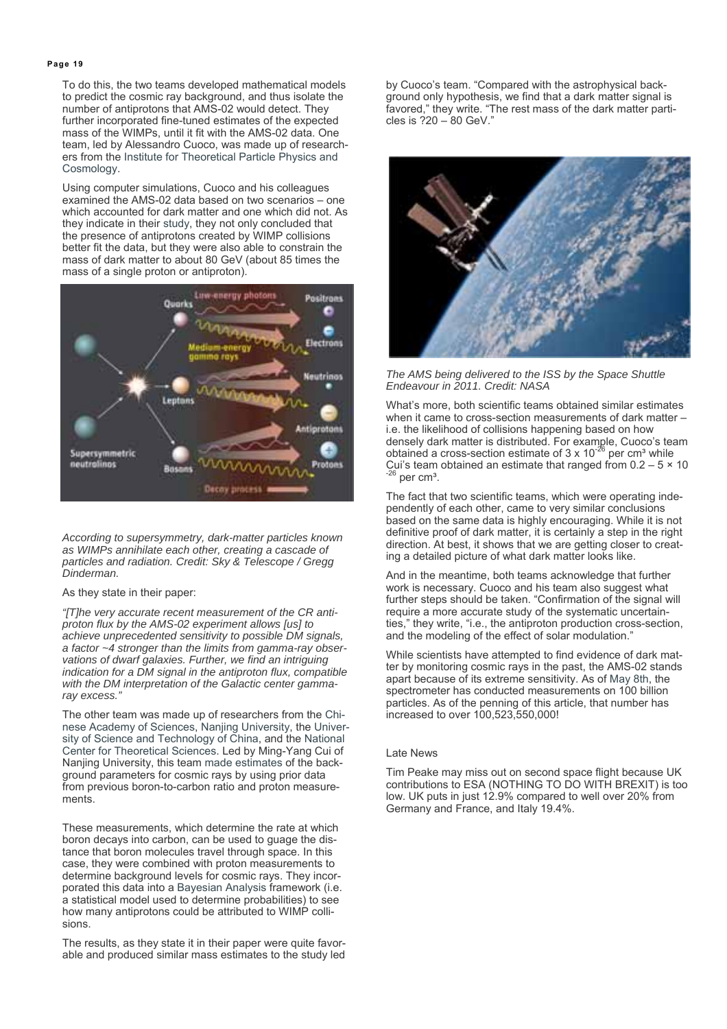To do this, the two teams developed mathematical models to predict the cosmic ray background, and thus isolate the number of antiprotons that AMS-02 would detect. They further incorporated fine-tuned estimates of the expected mass of the WIMPs, until it fit with the AMS-02 data. One team, led by Alessandro Cuoco, was made up of researchers from the Institute for Theoretical Particle Physics and Cosmology.

Using computer simulations, Cuoco and his colleagues examined the AMS-02 data based on two scenarios – one which accounted for dark matter and one which did not. As they indicate in their study, they not only concluded that the presence of antiprotons created by WIMP collisions better fit the data, but they were also able to constrain the mass of dark matter to about 80 GeV (about 85 times the mass of a single proton or antiproton).

*According to supersymmetry, dark-matter particles known as WIMPs annihilate each other, creating a cascade of particles and radiation. Credit: Sky & Telescope / Gregg Dinderman.*

As they state in their paper:

*"[T]he very accurate recent measurement of the CR antiproton flux by the AMS-02 experiment allows [us] to achieve unprecedented sensitivity to possible DM signals, a factor ~4 stronger than the limits from gamma-ray observations of dwarf galaxies. Further, we find an intriguing indication for a DM signal in the antiproton flux, compatible with the DM interpretation of the Galactic center gamma-ray excess."*

The other team was made up of researchers from the Chinese Academy of Sciences, Nanjing University, the University of Science and Technology of China, and the National Center for Theoretical Sciences. Led by Ming-Yang Cui of Nanjing University, this team made estimates of the background parameters for cosmic rays by using prior data from previous boron-to-carbon ratio and proton measurements.

These measurements, which determine the rate at which boron decays into carbon, can be used to guage the distance that boron molecules travel through space. In this case, they were combined with proton measurements to determine background levels for cosmic rays. They incorporated this data into a Bayesian Analysis framework (i.e. a statistical model used to determine probabilities) to see how many antiprotons could be attributed to WIMP collisions.

The results, as they state it in their paper were quite favorable and produced similar mass estimates to the study led by Cuoco's team. "Compared with the astrophysical background only hypothesis, we find that a dark matter signal is favored," they write. "The rest mass of the dark matter particles is ?20 – 80 GeV."

*The AMS being delivered to the ISS by the Space Shuttle Endeavour in 2011. Credit: NASA*

What's more, both scientific teams obtained similar estimates when it came to cross-section measurements of dark matter – i.e. the likelihood of collisions happening based on how densely dark matter is distributed. For example, Cuoco's team obtained a cross-section estimate of $3 \times 10^{-26}$ per cm³ while Cui's team obtained an estimate that ranged from $0.2 – 5 \times 10^{-26}$ per cm³.

The fact that two scientific teams, which were operating independently of each other, came to very similar conclusions based on the same data is highly encouraging. While it is not definitive proof of dark matter, it is certainly a step in the right direction. At best, it shows that we are getting closer to creating a detailed picture of what dark matter looks like.

And in the meantime, both teams acknowledge that further work is necessary. Cuoco and his team also suggest what further steps should be taken. "Confirmation of the signal will require a more accurate study of the systematic uncertainties," they write, "i.e., the antiproton production cross-section, and the modeling of the effect of solar modulation."

While scientists have attempted to find evidence of dark matter by monitoring cosmic rays in the past, the AMS-02 stands apart because of its extreme sensitivity. As of May 8th, the spectrometer has conducted measurements on 100 billion particles. As of the penning of this article, that number has increased to over 100,523,550,000!

Late News

Tim Peake may miss out on second space flight because UK contributions to ESA (NOTHING TO DO WITH BREXIT) is too low. UK puts in just 12.9% compared to well over 20% from Germany and France, and Italy 19.4%.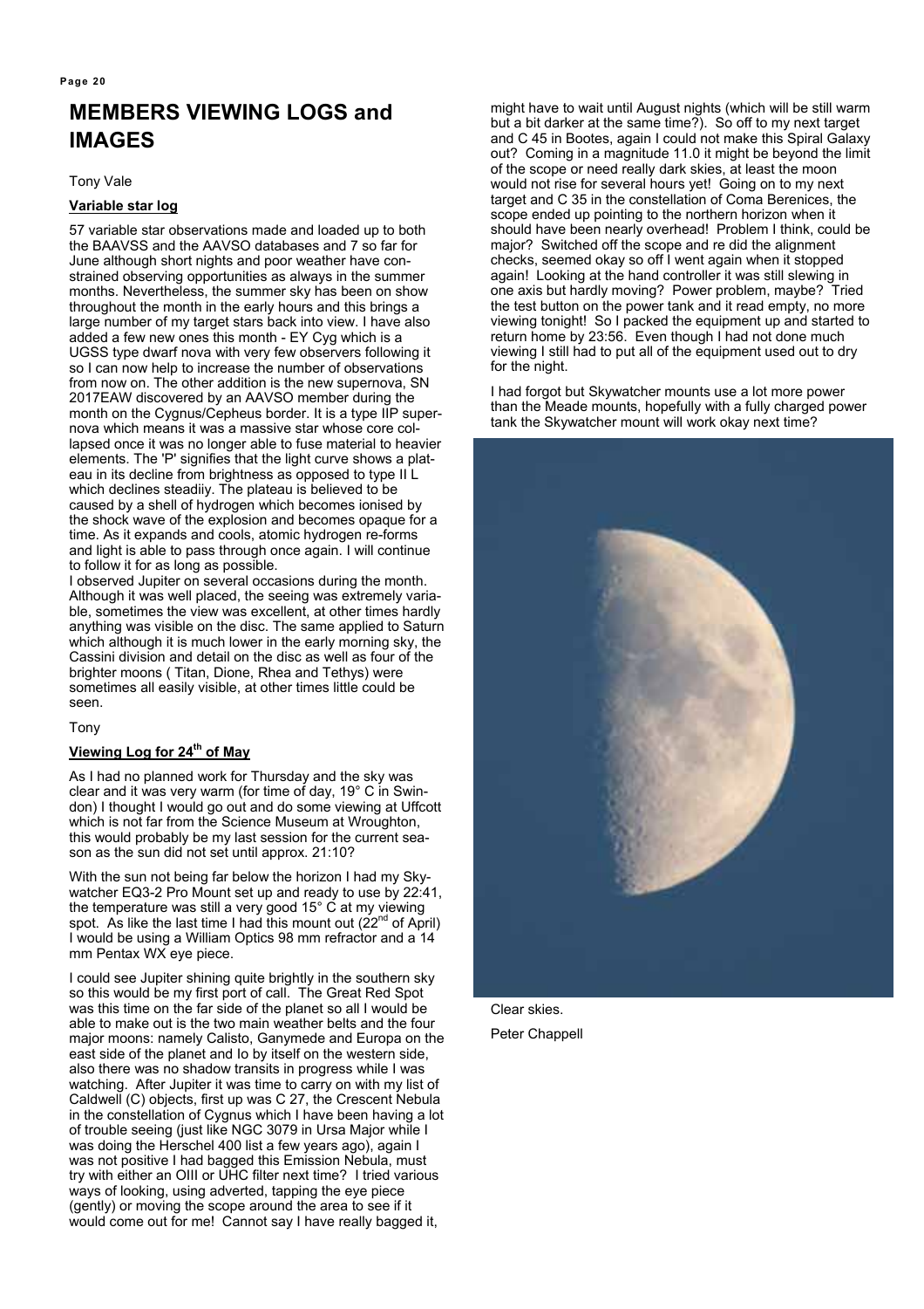# MEMBERS VIEWING LOGS and IMAGES

Tony Vale

**Variable star log**

57 variable star observations made and loaded up to both the BAAVSS and the AAVSO databases and 7 so far for June although short nights and poor weather have constrained observing opportunities as always in the summer months. Nevertheless, the summer sky has been on show throughout the month in the early hours and this brings a large number of my target stars back into view. I have also added a few new ones this month - EY Cyg which is a UGSS type dwarf nova with very few observers following it so I can now help to increase the number of observations from now on. The other addition is the new supernova, SN 2017EAW discovered by an AAVSO member during the month on the Cygnus/Cepheus border. It is a type IIP supernova which means it was a massive star whose core collapsed once it was no longer able to fuse material to heavier elements. The 'P' signifies that the light curve shows a plateau in its decline from brightness as opposed to type II L which declines steadiiy. The plateau is believed to be caused by a shell of hydrogen which becomes ionised by the shock wave of the explosion and becomes opaque for a time. As it expands and cools, atomic hydrogen re-forms and light is able to pass through once again. I will continue to follow it for as long as possible.

I observed Jupiter on several occasions during the month. Although it was well placed, the seeing was extremely variable, sometimes the view was excellent, at other times hardly anything was visible on the disc. The same applied to Saturn which although it is much lower in the early morning sky, the Cassini division and detail on the disc as well as four of the brighter moons ( Titan, Dione, Rhea and Tethys) were sometimes all easily visible, at other times little could be seen.

Tony

**Viewing Log for 24th of May**

As I had no planned work for Thursday and the sky was clear and it was very warm (for time of day, 19° C in Swindon) I thought I would go out and do some viewing at Uffcott which is not far from the Science Museum at Wroughton, this would probably be my last session for the current season as the sun did not set until approx. 21:10?

With the sun not being far below the horizon I had my Skywatcher EQ3-2 Pro Mount set up and ready to use by 22:41, the temperature was still a very good 15° C at my viewing spot. As like the last time I had this mount out (22nd of April) I would be using a William Optics 98 mm refractor and a 14 mm Pentax WX eye piece.

I could see Jupiter shining quite brightly in the southern sky so this would be my first port of call. The Great Red Spot was this time on the far side of the planet so all I would be able to make out is the two main weather belts and the four major moons: namely Calisto, Ganymede and Europa on the east side of the planet and Io by itself on the western side, also there was no shadow transits in progress while I was watching. After Jupiter it was time to carry on with my list of Caldwell (C) objects, first up was C 27, the Crescent Nebula in the constellation of Cygnus which I have been having a lot of trouble seeing (just like NGC 3079 in Ursa Major while I was doing the Herschel 400 list a few years ago), again I was not positive I had bagged this Emission Nebula, must try with either an OIII or UHC filter next time? I tried various ways of looking, using adverted, tapping the eye piece (gently) or moving the scope around the area to see if it would come out for me! Cannot say I have really bagged it, might have to wait until August nights (which will be still warm but a bit darker at the same time?). So off to my next target and C 45 in Bootes, again I could not make this Spiral Galaxy out? Coming in a magnitude 11.0 it might be beyond the limit of the scope or need really dark skies, at least the moon would not rise for several hours yet! Going on to my next target and C 35 in the constellation of Coma Berenices, the scope ended up pointing to the northern horizon when it should have been nearly overhead! Problem I think, could be major? Switched off the scope and re did the alignment checks, seemed okay so off I went again when it stopped again! Looking at the hand controller it was still slewing in one axis but hardly moving? Power problem, maybe? Tried the test button on the power tank and it read empty, no more viewing tonight! So I packed the equipment up and started to return home by 23:56. Even though I had not done much viewing I still had to put all of the equipment used out to dry for the night.

I had forgot but Skywatcher mounts use a lot more power than the Meade mounts, hopefully with a fully charged power tank the Skywatcher mount will work okay next time?

Clear skies.

Peter Chappell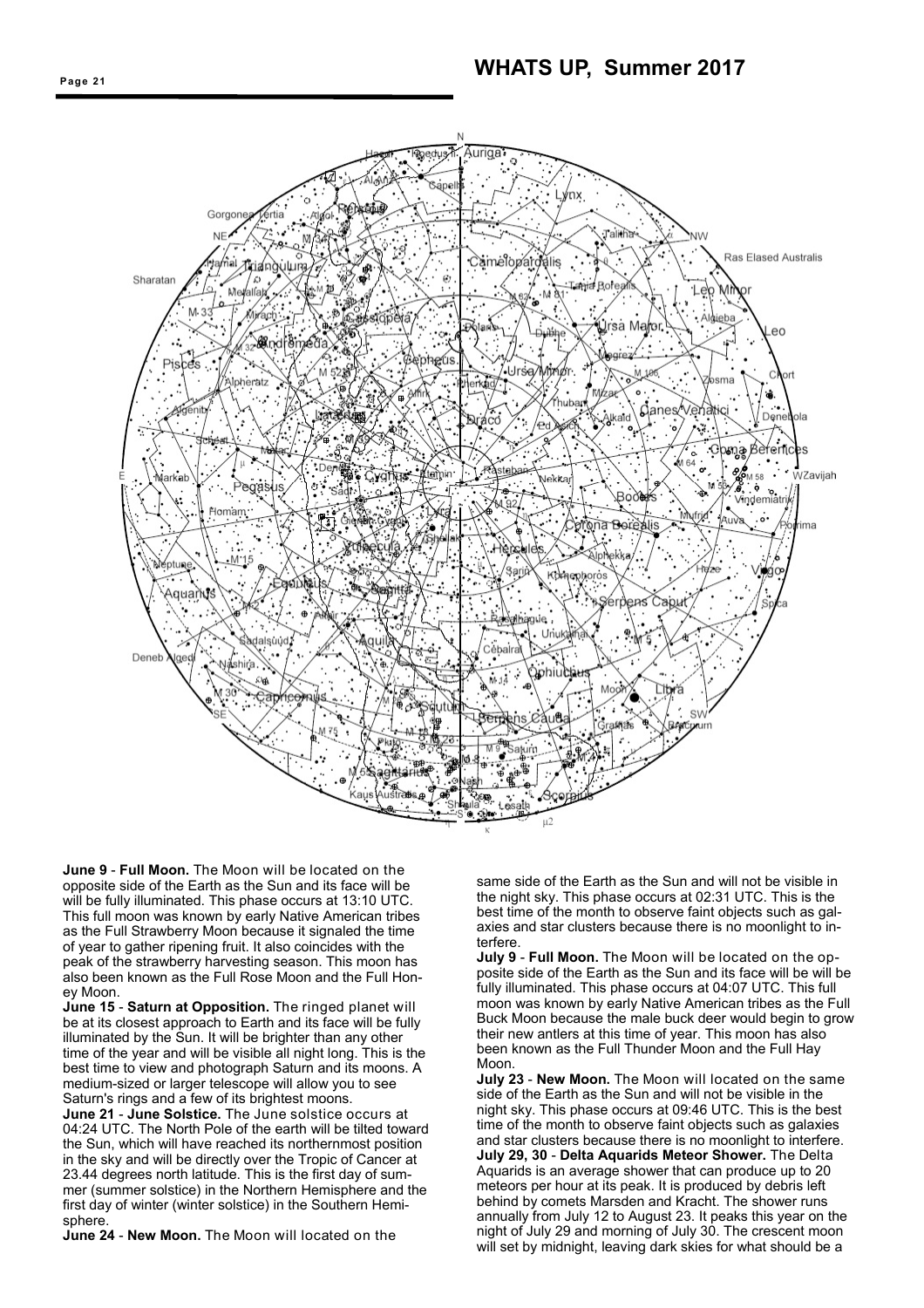## WHATS UP, Summer 2017

**June 9** - **Full Moon.** The Moon will be located on the opposite side of the Earth as the Sun and its face will be will be fully illuminated. This phase occurs at 13:10 UTC. This full moon was known by early Native American tribes as the Full Strawberry Moon because it signaled the time of year to gather ripening fruit. It also coincides with the peak of the strawberry harvesting season. This moon has also been known as the Full Rose Moon and the Full Honey Moon.

**June 15** - **Saturn at Opposition.** The ringed planet will be at its closest approach to Earth and its face will be fully illuminated by the Sun. It will be brighter than any other time of the year and will be visible all night long. This is the best time to view and photograph Saturn and its moons. A medium-sized or larger telescope will allow you to see Saturn's rings and a few of its brightest moons.

**June 21** - **June Solstice.** The June solstice occurs at 04:24 UTC. The North Pole of the earth will be tilted toward the Sun, which will have reached its northernmost position in the sky and will be directly over the Tropic of Cancer at 23.44 degrees north latitude. This is the first day of summer (summer solstice) in the Northern Hemisphere and the first day of winter (winter solstice) in the Southern Hemisphere.

**June 24** - **New Moon.** The Moon will located on the same side of the Earth as the Sun and will not be visible in the night sky. This phase occurs at 02:31 UTC. This is the best time of the month to observe faint objects such as galaxies and star clusters because there is no moonlight to interfere.

**July 9** - **Full Moon.** The Moon will be located on the opposite side of the Earth as the Sun and its face will be will be fully illuminated. This phase occurs at 04:07 UTC. This full moon was known by early Native American tribes as the Full Buck Moon because the male buck deer would begin to grow their new antlers at this time of year. This moon has also been known as the Full Thunder Moon and the Full Hay Moon.

**July 23** - **New Moon.** The Moon will located on the same side of the Earth as the Sun and will not be visible in the night sky. This phase occurs at 09:46 UTC. This is the best time of the month to observe faint objects such as galaxies and star clusters because there is no moonlight to interfere.

**July 29, 30** - **Delta Aquarids Meteor Shower.** The Delta Aquarids is an average shower that can produce up to 20 meteors per hour at its peak. It is produced by debris left behind by comets Marsden and Kracht. The shower runs annually from July 12 to August 23. It peaks this year on the night of July 29 and morning of July 30. The crescent moon will set by midnight, leaving dark skies for what should be a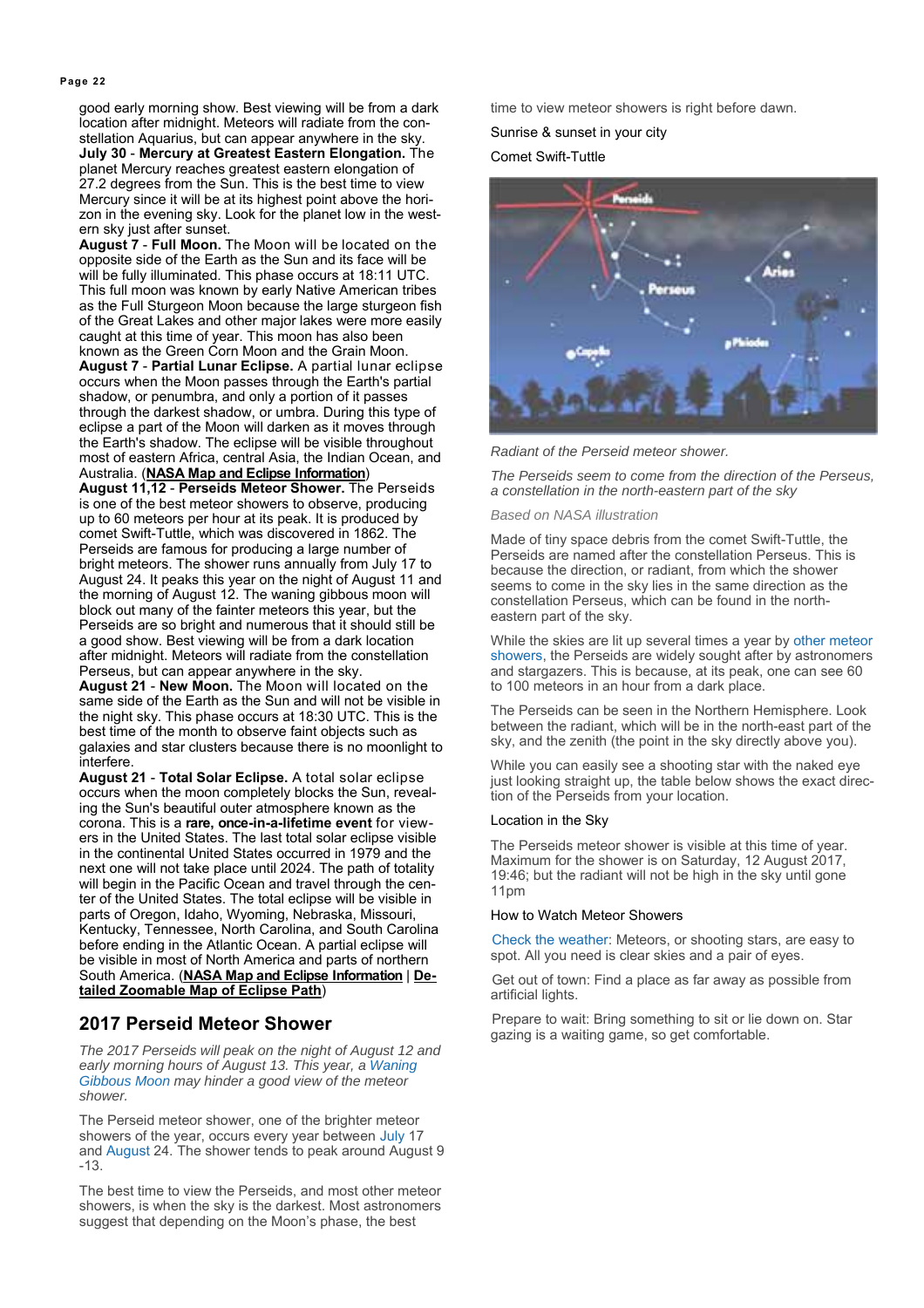good early morning show. Best viewing will be from a dark location after midnight. Meteors will radiate from the constellation Aquarius, but can appear anywhere in the sky.

**July 30** - **Mercury at Greatest Eastern Elongation.** The planet Mercury reaches greatest eastern elongation of 27.2 degrees from the Sun. This is the best time to view Mercury since it will be at its highest point above the horizon in the evening sky. Look for the planet low in the western sky just after sunset.

**August 7** - **Full Moon.** The Moon will be located on the opposite side of the Earth as the Sun and its face will be will be fully illuminated. This phase occurs at 18:11 UTC. This full moon was known by early Native American tribes as the Full Sturgeon Moon because the large sturgeon fish of the Great Lakes and other major lakes were more easily caught at this time of year. This moon has also been known as the Green Corn Moon and the Grain Moon.

**August 7** - **Partial Lunar Eclipse.** A partial lunar eclipse occurs when the Moon passes through the Earth's partial shadow, or penumbra, and only a portion of it passes through the darkest shadow, or umbra. During this type of eclipse a part of the Moon will darken as it moves through the Earth's shadow. The eclipse will be visible throughout most of eastern Africa, central Asia, the Indian Ocean, and Australia. (**NASA Map and Eclipse Information**)

**August 11,12** - **Perseids Meteor Shower.** The Perseids is one of the best meteor showers to observe, producing up to 60 meteors per hour at its peak. It is produced by comet Swift-Tuttle, which was discovered in 1862. The Perseids are famous for producing a large number of bright meteors. The shower runs annually from July 17 to August 24. It peaks this year on the night of August 11 and the morning of August 12. The waning gibbous moon will block out many of the fainter meteors this year, but the Perseids are so bright and numerous that it should still be a good show. Best viewing will be from a dark location after midnight. Meteors will radiate from the constellation Perseus, but can appear anywhere in the sky.

**August 21** - **New Moon.** The Moon will located on the same side of the Earth as the Sun and will not be visible in the night sky. This phase occurs at 18:30 UTC. This is the best time of the month to observe faint objects such as galaxies and star clusters because there is no moonlight to interfere.

**August 21** - **Total Solar Eclipse.** A total solar eclipse occurs when the moon completely blocks the Sun, revealing the Sun's beautiful outer atmosphere known as the corona. This is a **rare, once-in-a-lifetime event** for viewers in the United States. The last total solar eclipse visible in the continental United States occurred in 1979 and the next one will not take place until 2024. The path of totality will begin in the Pacific Ocean and travel through the center of the United States. The total eclipse will be visible in parts of Oregon, Idaho, Wyoming, Nebraska, Missouri, Kentucky, Tennessee, North Carolina, and South Carolina before ending in the Atlantic Ocean. A partial eclipse will be visible in most of North America and parts of northern South America. (**NASA Map and Eclipse Information** | **Detailed Zoomable Map of Eclipse Path**)

## 2017 Perseid Meteor Shower

*The 2017 Perseids will peak on the night of August 12 and early morning hours of August 13. This year, a Waning Gibbous Moon may hinder a good view of the meteor shower.*

The Perseid meteor shower, one of the brighter meteor showers of the year, occurs every year between July 17 and August 24. The shower tends to peak around August 9 -13.

The best time to view the Perseids, and most other meteor showers, is when the sky is the darkest. Most astronomers suggest that depending on the Moon's phase, the best time to view meteor showers is right before dawn.

Sunrise & sunset in your city

Comet Swift-Tuttle

*Radiant of the Perseid meteor shower.*

*The Perseids seem to come from the direction of the Perseus, a constellation in the north-eastern part of the sky*

*Based on NASA illustration*

Made of tiny space debris from the comet Swift-Tuttle, the Perseids are named after the constellation Perseus. This is because the direction, or radiant, from which the shower seems to come in the sky lies in the same direction as the constellation Perseus, which can be found in the north-eastern part of the sky.

While the skies are lit up several times a year by other meteor showers, the Perseids are widely sought after by astronomers and stargazers. This is because, at its peak, one can see 60 to 100 meteors in an hour from a dark place.

The Perseids can be seen in the Northern Hemisphere. Look between the radiant, which will be in the north-east part of the sky, and the zenith (the point in the sky directly above you).

While you can easily see a shooting star with the naked eye just looking straight up, the table below shows the exact direction of the Perseids from your location.

Location in the Sky

The Perseids meteor shower is visible at this time of year. Maximum for the shower is on Saturday, 12 August 2017, 19:46; but the radiant will not be high in the sky until gone 11pm

How to Watch Meteor Showers

Check the weather: Meteors, or shooting stars, are easy to spot. All you need is clear skies and a pair of eyes.

Get out of town: Find a place as far away as possible from artificial lights.

Prepare to wait: Bring something to sit or lie down on. Star gazing is a waiting game, so get comfortable.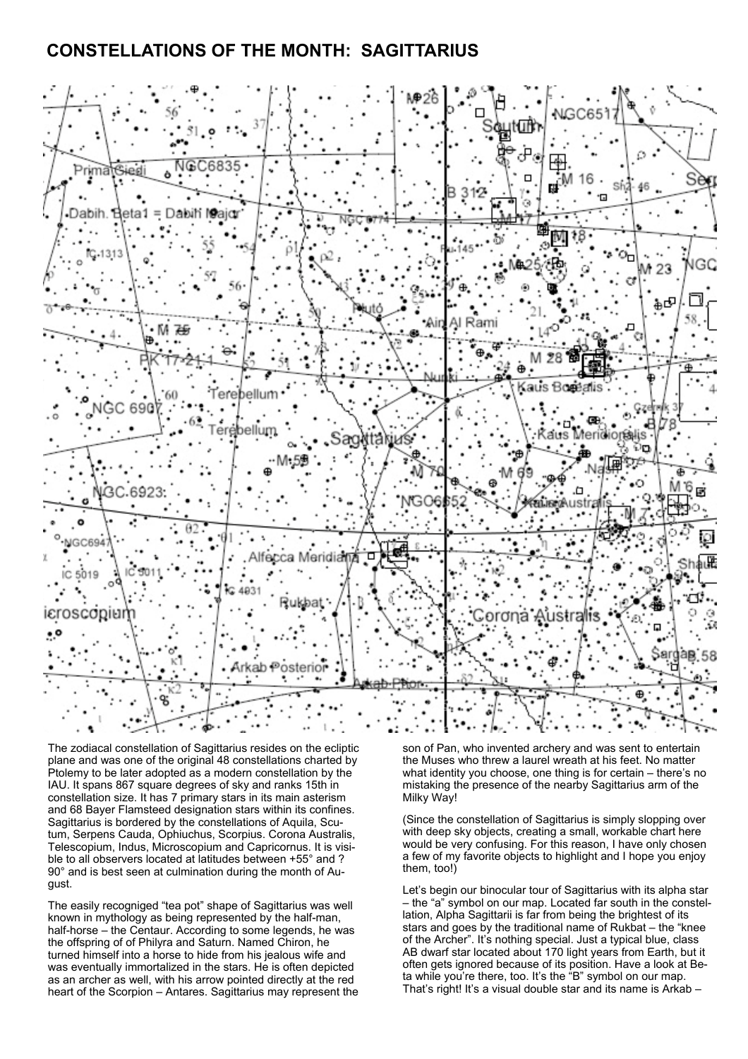## CONSTELLATIONS OF THE MONTH: SAGITTARIUS

The zodiacal constellation of Sagittarius resides on the ecliptic plane and was one of the original 48 constellations charted by Ptolemy to be later adopted as a modern constellation by the IAU. It spans 867 square degrees of sky and ranks 15th in constellation size. It has 7 primary stars in its main asterism and 68 Bayer Flamsteed designation stars within its confines. Sagittarius is bordered by the constellations of Aquila, Scutum, Serpens Cauda, Ophiuchus, Scorpius. Corona Australis, Telescopium, Indus, Microscopium and Capricornus. It is visible to all observers located at latitudes between +55° and ?90° and is best seen at culmination during the month of August.

The easily recogniged "tea pot" shape of Sagittarius was well known in mythology as being represented by the half-man, half-horse – the Centaur. According to some legends, he was the offspring of of Philyra and Saturn. Named Chiron, he turned himself into a horse to hide from his jealous wife and was eventually immortalized in the stars. He is often depicted as an archer as well, with his arrow pointed directly at the red heart of the Scorpion – Antares. Sagittarius may represent the son of Pan, who invented archery and was sent to entertain the Muses who threw a laurel wreath at his feet. No matter what identity you choose, one thing is for certain – there's no mistaking the presence of the nearby Sagittarius arm of the Milky Way!

(Since the constellation of Sagittarius is simply slopping over with deep sky objects, creating a small, workable chart here would be very confusing. For this reason, I have only chosen a few of my favorite objects to highlight and I hope you enjoy them, too!)

Let's begin our binocular tour of Sagittarius with its alpha star – the "a" symbol on our map. Located far south in the constellation, Alpha Sagittarii is far from being the brightest of its stars and goes by the traditional name of Rukbat – the "knee of the Archer". It's nothing special. Just a typical blue, class AB dwarf star located about 170 light years from Earth, but it often gets ignored because of its position. Have a look at Beta while you're there, too. It's the "B" symbol on our map. That's right! It's a visual double star and its name is Arkab –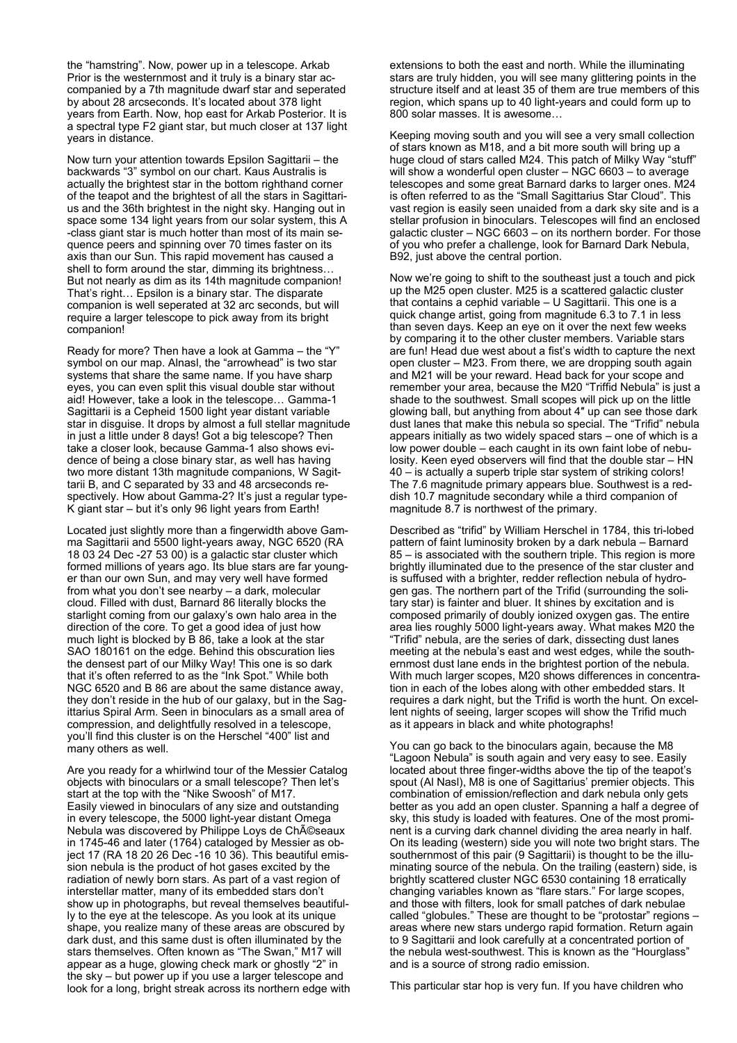the "hamstring". Now, power up in a telescope. Arkab Prior is the westernmost and it truly is a binary star accompanied by a 7th magnitude dwarf star and seperated by about 28 arcseconds. It's located about 378 light years from Earth. Now, hop east for Arkab Posterior. It is a spectral type F2 giant star, but much closer at 137 light years in distance.

Now turn your attention towards Epsilon Sagittarii – the backwards "3" symbol on our chart. Kaus Australis is actually the brightest star in the bottom righthand corner of the teapot and the brightest of all the stars in Sagittarius and the 36th brightest in the night sky. Hanging out in space some 134 light years from our solar system, this A-class giant star is much hotter than most of its main sequence peers and spinning over 70 times faster on its axis than our Sun. This rapid movement has caused a shell to form around the star, dimming its brightness… But not nearly as dim as its 14th magnitude companion! That's right… Epsilon is a binary star. The disparate companion is well seperated at 32 arc seconds, but will require a larger telescope to pick away from its bright companion!

Ready for more? Then have a look at Gamma – the "Y" symbol on our map. Alnasl, the "arrowhead" is two star systems that share the same name. If you have sharp eyes, you can even split this visual double star without aid! However, take a look in the telescope… Gamma-1 Sagittarii is a Cepheid 1500 light year distant variable star in disguise. It drops by almost a full stellar magnitude in just a little under 8 days! Got a big telescope? Then take a closer look, because Gamma-1 also shows evidence of being a close binary star, as well has having two more distant 13th magnitude companions, W Sagittarii B, and C separated by 33 and 48 arcseconds respectively. How about Gamma-2? It's just a regular type-K giant star – but it's only 96 light years from Earth!

Located just slightly more than a fingerwidth above Gamma Sagittarii and 5500 light-years away, NGC 6520 (RA 18 03 24 Dec -27 53 00) is a galactic star cluster which formed millions of years ago. Its blue stars are far younger than our own Sun, and may very well have formed from what you don't see nearby – a dark, molecular cloud. Filled with dust, Barnard 86 literally blocks the starlight coming from our galaxy's own halo area in the direction of the core. To get a good idea of just how much light is blocked by B 86, take a look at the star SAO 180161 on the edge. Behind this obscuration lies the densest part of our Milky Way! This one is so dark that it's often referred to as the "Ink Spot." While both NGC 6520 and B 86 are about the same distance away, they don't reside in the hub of our galaxy, but in the Sagittarius Spiral Arm. Seen in binoculars as a small area of compression, and delightfully resolved in a telescope, you'll find this cluster is on the Herschel "400" list and many others as well.

Are you ready for a whirlwind tour of the Messier Catalog objects with binoculars or a small telescope? Then let's start at the top with the "Nike Swoosh" of M17. Easily viewed in binoculars of any size and outstanding in every telescope, the 5000 light-year distant Omega Nebula was discovered by Philippe Loys de ChÃ©seaux in 1745-46 and later (1764) cataloged by Messier as object 17 (RA 18 20 26 Dec -16 10 36). This beautiful emission nebula is the product of hot gases excited by the radiation of newly born stars. As part of a vast region of interstellar matter, many of its embedded stars don't show up in photographs, but reveal themselves beautifully to the eye at the telescope. As you look at its unique shape, you realize many of these areas are obscured by dark dust, and this same dust is often illuminated by the stars themselves. Often known as "The Swan," M17 will appear as a huge, glowing check mark or ghostly "2" in the sky – but power up if you use a larger telescope and look for a long, bright streak across its northern edge with extensions to both the east and north. While the illuminating stars are truly hidden, you will see many glittering points in the structure itself and at least 35 of them are true members of this region, which spans up to 40 light-years and could form up to 800 solar masses. It is awesome…

Keeping moving south and you will see a very small collection of stars known as M18, and a bit more south will bring up a huge cloud of stars called M24. This patch of Milky Way "stuff" will show a wonderful open cluster – NGC 6603 – to average telescopes and some great Barnard darks to larger ones. M24 is often referred to as the "Small Sagittarius Star Cloud". This vast region is easily seen unaided from a dark sky site and is a stellar profusion in binoculars. Telescopes will find an enclosed galactic cluster – NGC 6603 – on its northern border. For those of you who prefer a challenge, look for Barnard Dark Nebula, B92, just above the central portion.

Now we're going to shift to the southeast just a touch and pick up the M25 open cluster. M25 is a scattered galactic cluster that contains a cephid variable – U Sagittarii. This one is a quick change artist, going from magnitude 6.3 to 7.1 in less than seven days. Keep an eye on it over the next few weeks by comparing it to the other cluster members. Variable stars are fun! Head due west about a fist's width to capture the next open cluster – M23. From there, we are dropping south again and M21 will be your reward. Head back for your scope and remember your area, because the M20 "Triffid Nebula" is just a shade to the southwest. Small scopes will pick up on the little glowing ball, but anything from about 4″ up can see those dark dust lanes that make this nebula so special. The "Trifid" nebula appears initially as two widely spaced stars – one of which is a low power double – each caught in its own faint lobe of nebulosity. Keen eyed observers will find that the double star – HN 40 – is actually a superb triple star system of striking colors! The 7.6 magnitude primary appears blue. Southwest is a reddish 10.7 magnitude secondary while a third companion of magnitude 8.7 is northwest of the primary.

Described as "trifid" by William Herschel in 1784, this tri-lobed pattern of faint luminosity broken by a dark nebula – Barnard 85 – is associated with the southern triple. This region is more brightly illuminated due to the presence of the star cluster and is suffused with a brighter, redder reflection nebula of hydrogen gas. The northern part of the Trifid (surrounding the solitary star) is fainter and bluer. It shines by excitation and is composed primarily of doubly ionized oxygen gas. The entire area lies roughly 5000 light-years away. What makes M20 the "Trifid" nebula, are the series of dark, dissecting dust lanes meeting at the nebula's east and west edges, while the southernmost dust lane ends in the brightest portion of the nebula. With much larger scopes, M20 shows differences in concentration in each of the lobes along with other embedded stars. It requires a dark night, but the Trifid is worth the hunt. On excellent nights of seeing, larger scopes will show the Trifid much as it appears in black and white photographs!

You can go back to the binoculars again, because the M8 "Lagoon Nebula" is south again and very easy to see. Easily located about three finger-widths above the tip of the teapot's spout (Al Nasl), M8 is one of Sagittarius' premier objects. This combination of emission/reflection and dark nebula only gets better as you add an open cluster. Spanning a half a degree of sky, this study is loaded with features. One of the most prominent is a curving dark channel dividing the area nearly in half. On its leading (western) side you will note two bright stars. The southernmost of this pair (9 Sagittarii) is thought to be the illuminating source of the nebula. On the trailing (eastern) side, is brightly scattered cluster NGC 6530 containing 18 erratically changing variables known as "flare stars." For large scopes, and those with filters, look for small patches of dark nebulae called "globules." These are thought to be "protostar" regions – areas where new stars undergo rapid formation. Return again to 9 Sagittarii and look carefully at a concentrated portion of the nebula west-southwest. This is known as the "Hourglass" and is a source of strong radio emission.

This particular star hop is very fun. If you have children who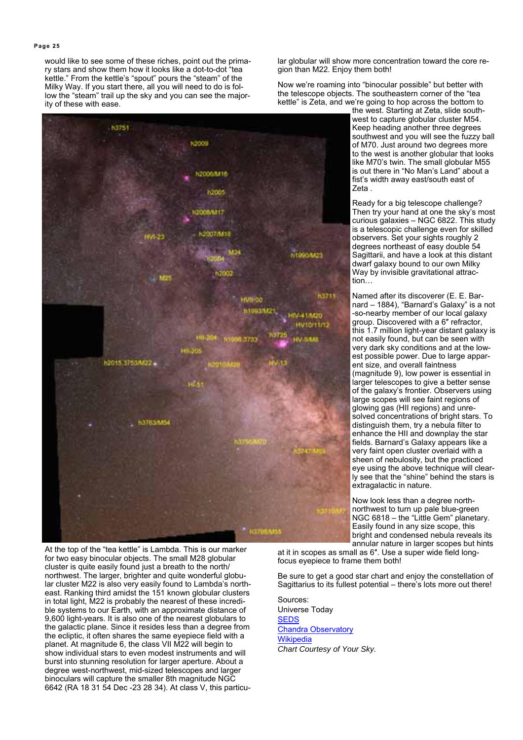would like to see some of these riches, point out the primary stars and show them how it looks like a dot-to-dot "tea kettle." From the kettle's "spout" pours the "steam" of the Milky Way. If you start there, all you will need to do is follow the "steam" trail up the sky and you can see the majority of these with ease.

At the top of the "tea kettle" is Lambda. This is our marker for two easy binocular objects. The small M28 globular cluster is quite easily found just a breath to the north/northwest. The larger, brighter and quite wonderful globular cluster M22 is also very easily found to Lambda's northeast. Ranking third amidst the 151 known globular clusters in total light, M22 is probably the nearest of these incredible systems to our Earth, with an approximate distance of 9,600 light-years. It is also one of the nearest globulars to the galactic plane. Since it resides less than a degree from the ecliptic, it often shares the same eyepiece field with a planet. At magnitude 6, the class VII M22 will begin to show individual stars to even modest instruments and will burst into stunning resolution for larger aperture. About a degree west-northwest, mid-sized telescopes and larger binoculars will capture the smaller 8th magnitude NGC 6642 (RA 18 31 54 Dec -23 28 34). At class V, this particular globular will show more concentration toward the core region than M22. Enjoy them both!

Now we're roaming into "binocular possible" but better with the telescope objects. The southeastern corner of the "tea kettle" is Zeta, and we're going to hop across the bottom to the west. Starting at Zeta, slide southwest to capture globular cluster M54. Keep heading another three degrees southwest and you will see the fuzzy ball of M70. Just around two degrees more to the west is another globular that looks like M70's twin. The small globular M55 is out there in "No Man's Land" about a fist's width away east/south east of Zeta .

Ready for a big telescope challenge? Then try your hand at one the sky's most curious galaxies – NGC 6822. This study is a telescopic challenge even for skilled observers. Set your sights roughly 2 degrees northeast of easy double 54 Sagittarii, and have a look at this distant dwarf galaxy bound to our own Milky Way by invisible gravitational attraction…

Named after its discoverer (E. E. Barnard – 1884), "Barnard's Galaxy" is a not-so-nearby member of our local galaxy group. Discovered with a 6″ refractor, this 1.7 million light-year distant galaxy is not easily found, but can be seen with very dark sky conditions and at the lowest possible power. Due to large apparent size, and overall faintness (magnitude 9), low power is essential in larger telescopes to give a better sense of the galaxy's frontier. Observers using large scopes will see faint regions of glowing gas (HII regions) and unresolved concentrations of bright stars. To distinguish them, try a nebula filter to enhance the HII and downplay the star fields. Barnard's Galaxy appears like a very faint open cluster overlaid with a sheen of nebulosity, but the practiced eye using the above technique will clearly see that the "shine" behind the stars is extragalactic in nature.

Now look less than a degree north-northwest to turn up pale blue-green NGC 6818 – the "Little Gem" planetary. Easily found in any size scope, this bright and condensed nebula reveals its annular nature in larger scopes but hints at it in scopes as small as 6″. Use a super wide field long-focus eyepiece to frame them both!

Be sure to get a good star chart and enjoy the constellation of Sagittarius to its fullest potential – there's lots more out there!

Sources:
Universe Today
SEDS
Chandra Observatory
Wikipedia
*Chart Courtesy of Your Sky.*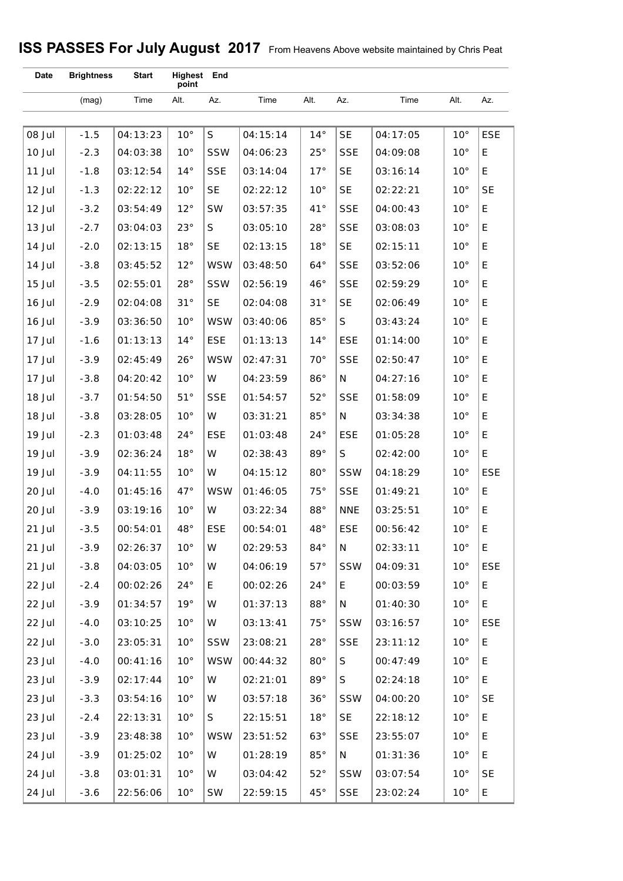# ISS PASSES For July August 2017 From Heavens Above website maintained by Chris Peat

| Date | Brightness | Start | | | Highest point | | | End | | |
|---|---|---|---|---|---|---|---|---|---|---|
| | (mag) | Time | Alt. | Az. | Time | Alt. | Az. | Time | Alt. | Az. |
| 08 Jul | -1.5 | 04:13:23 | 10° | S | 04:15:14 | 14° | SE | 04:17:05 | 10° | ESE |
| 10 Jul | -2.3 | 04:03:38 | 10° | SSW | 04:06:23 | 25° | SSE | 04:09:08 | 10° | E |
| 11 Jul | -1.8 | 03:12:54 | 14° | SSE | 03:14:04 | 17° | SE | 03:16:14 | 10° | E |
| 12 Jul | -1.3 | 02:22:12 | 10° | SE | 02:22:12 | 10° | SE | 02:22:21 | 10° | SE |
| 12 Jul | -3.2 | 03:54:49 | 12° | SW | 03:57:35 | 41° | SSE | 04:00:43 | 10° | E |
| 13 Jul | -2.7 | 03:04:03 | 23° | S | 03:05:10 | 28° | SSE | 03:08:03 | 10° | E |
| 14 Jul | -2.0 | 02:13:15 | 18° | SE | 02:13:15 | 18° | SE | 02:15:11 | 10° | E |
| 14 Jul | -3.8 | 03:45:52 | 12° | WSW | 03:48:50 | 64° | SSE | 03:52:06 | 10° | E |
| 15 Jul | -3.5 | 02:55:01 | 28° | SSW | 02:56:19 | 46° | SSE | 02:59:29 | 10° | E |
| 16 Jul | -2.9 | 02:04:08 | 31° | SE | 02:04:08 | 31° | SE | 02:06:49 | 10° | E |
| 16 Jul | -3.9 | 03:36:50 | 10° | WSW | 03:40:06 | 85° | S | 03:43:24 | 10° | E |
| 17 Jul | -1.6 | 01:13:13 | 14° | ESE | 01:13:13 | 14° | ESE | 01:14:00 | 10° | E |
| 17 Jul | -3.9 | 02:45:49 | 26° | WSW | 02:47:31 | 70° | SSE | 02:50:47 | 10° | E |
| 17 Jul | -3.8 | 04:20:42 | 10° | W | 04:23:59 | 86° | N | 04:27:16 | 10° | E |
| 18 Jul | -3.7 | 01:54:50 | 51° | SSE | 01:54:57 | 52° | SSE | 01:58:09 | 10° | E |
| 18 Jul | -3.8 | 03:28:05 | 10° | W | 03:31:21 | 85° | N | 03:34:38 | 10° | E |
| 19 Jul | -2.3 | 01:03:48 | 24° | ESE | 01:03:48 | 24° | ESE | 01:05:28 | 10° | E |
| 19 Jul | -3.9 | 02:36:24 | 18° | W | 02:38:43 | 89° | S | 02:42:00 | 10° | E |
| 19 Jul | -3.9 | 04:11:55 | 10° | W | 04:15:12 | 80° | SSW | 04:18:29 | 10° | ESE |
| 20 Jul | -4.0 | 01:45:16 | 47° | WSW | 01:46:05 | 75° | SSE | 01:49:21 | 10° | E |
| 20 Jul | -3.9 | 03:19:16 | 10° | W | 03:22:34 | 88° | NNE | 03:25:51 | 10° | E |
| 21 Jul | -3.5 | 00:54:01 | 48° | ESE | 00:54:01 | 48° | ESE | 00:56:42 | 10° | E |
| 21 Jul | -3.9 | 02:26:37 | 10° | W | 02:29:53 | 84° | N | 02:33:11 | 10° | E |
| 21 Jul | -3.8 | 04:03:05 | 10° | W | 04:06:19 | 57° | SSW | 04:09:31 | 10° | ESE |
| 22 Jul | -2.4 | 00:02:26 | 24° | E | 00:02:26 | 24° | E | 00:03:59 | 10° | E |
| 22 Jul | -3.9 | 01:34:57 | 19° | W | 01:37:13 | 88° | N | 01:40:30 | 10° | E |
| 22 Jul | -4.0 | 03:10:25 | 10° | W | 03:13:41 | 75° | SSW | 03:16:57 | 10° | ESE |
| 22 Jul | -3.0 | 23:05:31 | 10° | SSW | 23:08:21 | 28° | SSE | 23:11:12 | 10° | E |
| 23 Jul | -4.0 | 00:41:16 | 10° | WSW | 00:44:32 | 80° | S | 00:47:49 | 10° | E |
| 23 Jul | -3.9 | 02:17:44 | 10° | W | 02:21:01 | 89° | S | 02:24:18 | 10° | E |
| 23 Jul | -3.3 | 03:54:16 | 10° | W | 03:57:18 | 36° | SSW | 04:00:20 | 10° | SE |
| 23 Jul | -2.4 | 22:13:31 | 10° | S | 22:15:51 | 18° | SE | 22:18:12 | 10° | E |
| 23 Jul | -3.9 | 23:48:38 | 10° | WSW | 23:51:52 | 63° | SSE | 23:55:07 | 10° | E |
| 24 Jul | -3.9 | 01:25:02 | 10° | W | 01:28:19 | 85° | N | 01:31:36 | 10° | E |
| 24 Jul | -3.8 | 03:01:31 | 10° | W | 03:04:42 | 52° | SSW | 03:07:54 | 10° | SE |
| 24 Jul | -3.6 | 22:56:06 | 10° | SW | 22:59:15 | 45° | SSE | 23:02:24 | 10° | E |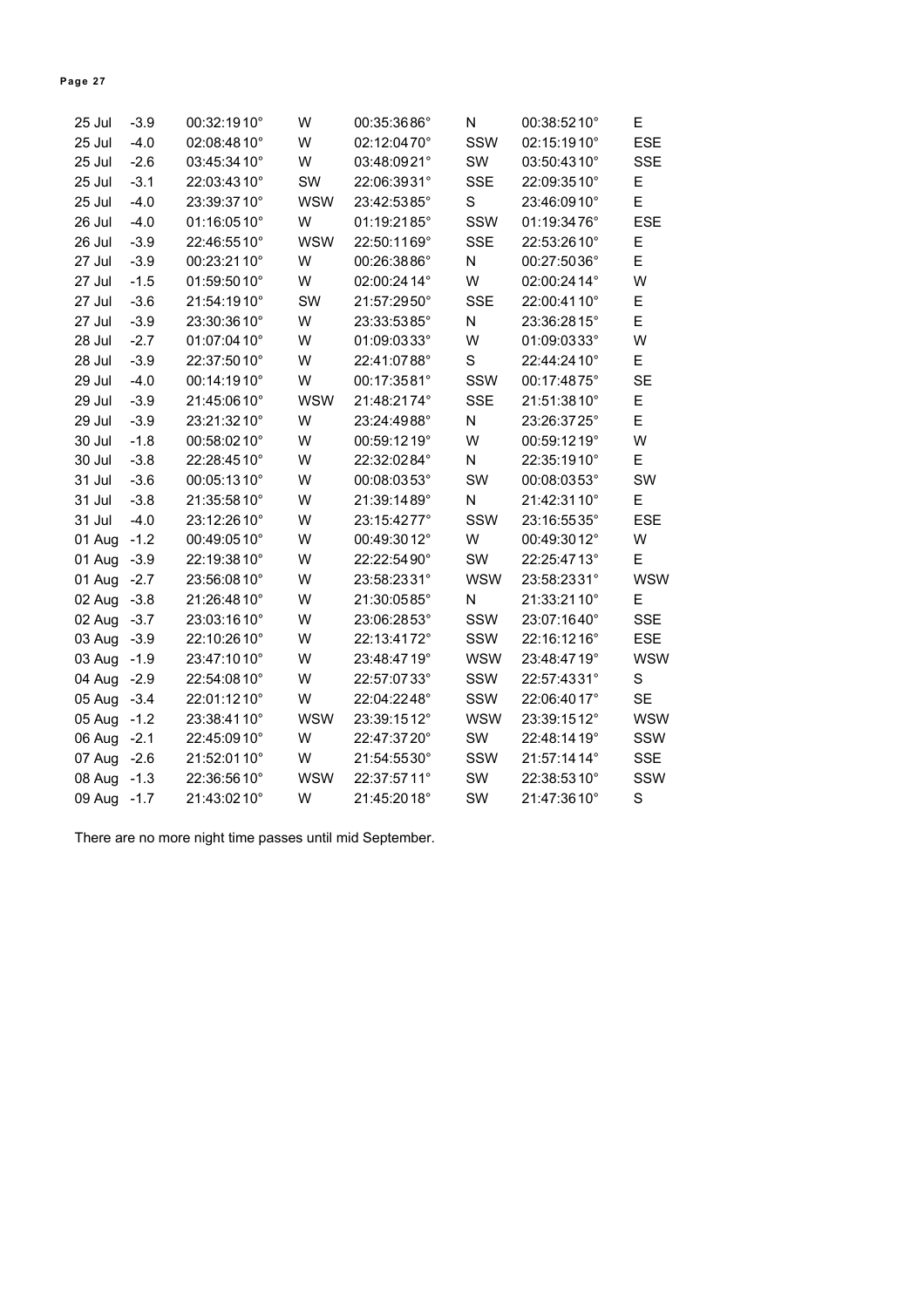| | | | | | | | |
|---|---|---|---|---|---|---|---|
| 25 Jul | -3.9 | 00:32:19 10° | W | 00:35:36 86° | N | 00:38:52 10° | E |
| 25 Jul | -4.0 | 02:08:48 10° | W | 02:12:04 70° | SSW | 02:15:19 10° | ESE |
| 25 Jul | -2.6 | 03:45:34 10° | W | 03:48:09 21° | SW | 03:50:43 10° | SSE |
| 25 Jul | -3.1 | 22:03:43 10° | SW | 22:06:39 31° | SSE | 22:09:35 10° | E |
| 25 Jul | -4.0 | 23:39:37 10° | WSW | 23:42:53 85° | S | 23:46:09 10° | E |
| 26 Jul | -4.0 | 01:16:05 10° | W | 01:19:21 85° | SSW | 01:19:34 76° | ESE |
| 26 Jul | -3.9 | 22:46:55 10° | WSW | 22:50:11 69° | SSE | 22:53:26 10° | E |
| 27 Jul | -3.9 | 00:23:21 10° | W | 00:26:38 86° | N | 00:27:50 36° | E |
| 27 Jul | -1.5 | 01:59:50 10° | W | 02:00:24 14° | W | 02:00:24 14° | W |
| 27 Jul | -3.6 | 21:54:19 10° | SW | 21:57:29 50° | SSE | 22:00:41 10° | E |
| 27 Jul | -3.9 | 23:30:36 10° | W | 23:33:53 85° | N | 23:36:28 15° | E |
| 28 Jul | -2.7 | 01:07:04 10° | W | 01:09:03 33° | W | 01:09:03 33° | W |
| 28 Jul | -3.9 | 22:37:50 10° | W | 22:41:07 88° | S | 22:44:24 10° | E |
| 29 Jul | -4.0 | 00:14:19 10° | W | 00:17:35 81° | SSW | 00:17:48 75° | SE |
| 29 Jul | -3.9 | 21:45:06 10° | WSW | 21:48:21 74° | SSE | 21:51:38 10° | E |
| 29 Jul | -3.9 | 23:21:32 10° | W | 23:24:49 88° | N | 23:26:37 25° | E |
| 30 Jul | -1.8 | 00:58:02 10° | W | 00:59:12 19° | W | 00:59:12 19° | W |
| 30 Jul | -3.8 | 22:28:45 10° | W | 22:32:02 84° | N | 22:35:19 10° | E |
| 31 Jul | -3.6 | 00:05:13 10° | W | 00:08:03 53° | SW | 00:08:03 53° | SW |
| 31 Jul | -3.8 | 21:35:58 10° | W | 21:39:14 89° | N | 21:42:31 10° | E |
| 31 Jul | -4.0 | 23:12:26 10° | W | 23:15:42 77° | SSW | 23:16:55 35° | ESE |
| 01 Aug | -1.2 | 00:49:05 10° | W | 00:49:30 12° | W | 00:49:30 12° | W |
| 01 Aug | -3.9 | 22:19:38 10° | W | 22:22:54 90° | SW | 22:25:47 13° | E |
| 01 Aug | -2.7 | 23:56:08 10° | W | 23:58:23 31° | WSW | 23:58:23 31° | WSW |
| 02 Aug | -3.8 | 21:26:48 10° | W | 21:30:05 85° | N | 21:33:21 10° | E |
| 02 Aug | -3.7 | 23:03:16 10° | W | 23:06:28 53° | SSW | 23:07:16 40° | SSE |
| 03 Aug | -3.9 | 22:10:26 10° | W | 22:13:41 72° | SSW | 22:16:12 16° | ESE |
| 03 Aug | -1.9 | 23:47:10 10° | W | 23:48:47 19° | WSW | 23:48:47 19° | WSW |
| 04 Aug | -2.9 | 22:54:08 10° | W | 22:57:07 33° | SSW | 22:57:43 31° | S |
| 05 Aug | -3.4 | 22:01:12 10° | W | 22:04:22 48° | SSW | 22:06:40 17° | SE |
| 05 Aug | -1.2 | 23:38:41 10° | WSW | 23:39:15 12° | WSW | 23:39:15 12° | WSW |
| 06 Aug | -2.1 | 22:45:09 10° | W | 22:47:37 20° | SW | 22:48:14 19° | SSW |
| 07 Aug | -2.6 | 21:52:01 10° | W | 21:54:55 30° | SSW | 21:57:14 14° | SSE |
| 08 Aug | -1.3 | 22:36:56 10° | WSW | 22:37:57 11° | SW | 22:38:53 10° | SSW |
| 09 Aug | -1.7 | 21:43:02 10° | W | 21:45:20 18° | SW | 21:47:36 10° | S |

There are no more night time passes until mid September.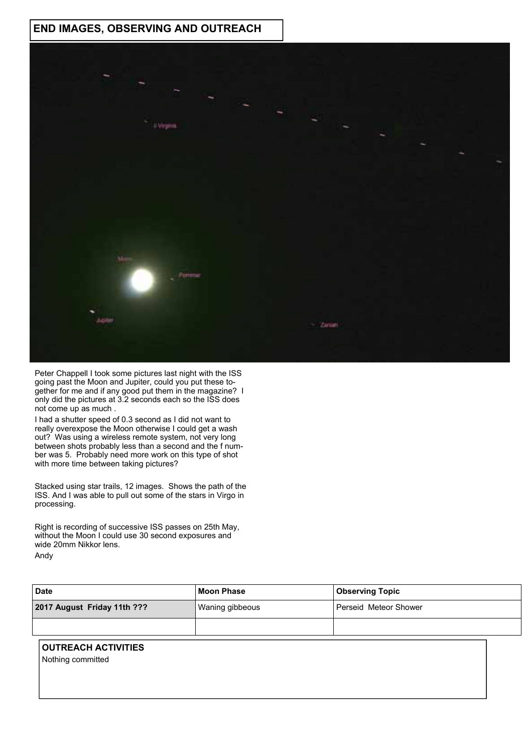## END IMAGES, OBSERVING AND OUTREACH

Peter Chappell I took some pictures last night with the ISS going past the Moon and Jupiter, could you put these together for me and if any good put them in the magazine? I only did the pictures at 3.2 seconds each so the ISS does not come up as much .

I had a shutter speed of 0.3 second as I did not want to really overexpose the Moon otherwise I could get a wash out? Was using a wireless remote system, not very long between shots probably less than a second and the f number was 5. Probably need more work on this type of shot with more time between taking pictures?

Stacked using star trails, 12 images. Shows the path of the ISS. And I was able to pull out some of the stars in Virgo in processing.

Right is recording of successive ISS passes on 25th May, without the Moon I could use 30 second exposures and wide 20mm Nikkor lens.

Andy

| Date | Moon Phase | Observing Topic |
|---|---|---|
| 2017 August Friday 11th ??? | Waning gibbeous | Perseid Meteor Shower |
| | | |

### OUTREACH ACTIVITIES

Nothing committed